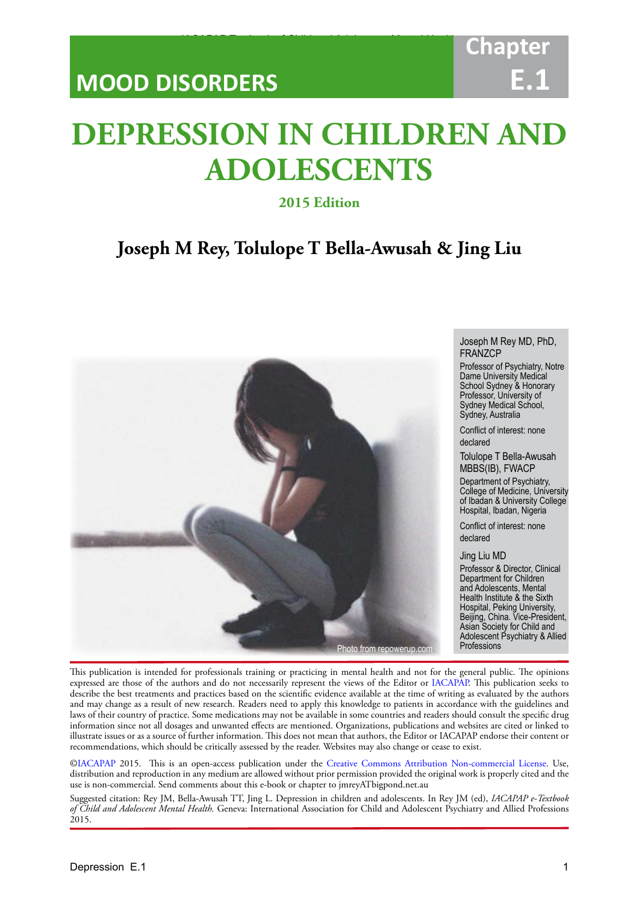MOOD DISORDERS

Chapter E.1

# DEPRESSION IN CHILDREN AND ADOLESCENTS

**2015 Edition**

## Joseph M Rey, Tolulope T Bella-Awusah & Jing Liu

Photo from repowerup.com

Joseph M Rey MD, PhD, FRANZCP

Professor of Psychiatry, Notre Dame University Medical School Sydney & Honorary Professor, University of Sydney Medical School, Sydney, Australia

Conflict of interest: none declared

Tolulope T Bella-Awusah MBBS(IB), FWACP

Department of Psychiatry, College of Medicine, University of Ibadan & University College Hospital, Ibadan, Nigeria

Conflict of interest: none declared

Jing Liu MD

Professor & Director, Clinical Department for Children and Adolescents, Mental Health Institute & the Sixth Hospital, Peking University, Beijing, China. Vice-President, Asian Society for Child and Adolescent Psychiatry & Allied Professions

This publication is intended for professionals training or practicing in mental health and not for the general public. The opinions expressed are those of the authors and do not necessarily represent the views of the Editor or IACAPAP. This publication seeks to describe the best treatments and practices based on the scientific evidence available at the time of writing as evaluated by the authors and may change as a result of new research. Readers need to apply this knowledge to patients in accordance with the guidelines and laws of their country of practice. Some medications may not be available in some countries and readers should consult the specific drug information since not all dosages and unwanted effects are mentioned. Organizations, publications and websites are cited or linked to illustrate issues or as a source of further information. This does not mean that authors, the Editor or IACAPAP endorse their content or recommendations, which should be critically assessed by the reader. Websites may also change or cease to exist.

©IACAPAP 2015. This is an open-access publication under the Creative Commons Attribution Non-commercial License. Use, distribution and reproduction in any medium are allowed without prior permission provided the original work is properly cited and the use is non-commercial. Send comments about this e-book or chapter to jmreyATbigpond.net.au

Suggested citation: Rey JM, Bella-Awusah TT, Jing L. Depression in children and adolescents. In Rey JM (ed), *IACAPAP e-Textbook of Child and Adolescent Mental Health*. Geneva: International Association for Child and Adolescent Psychiatry and Allied Professions 2015.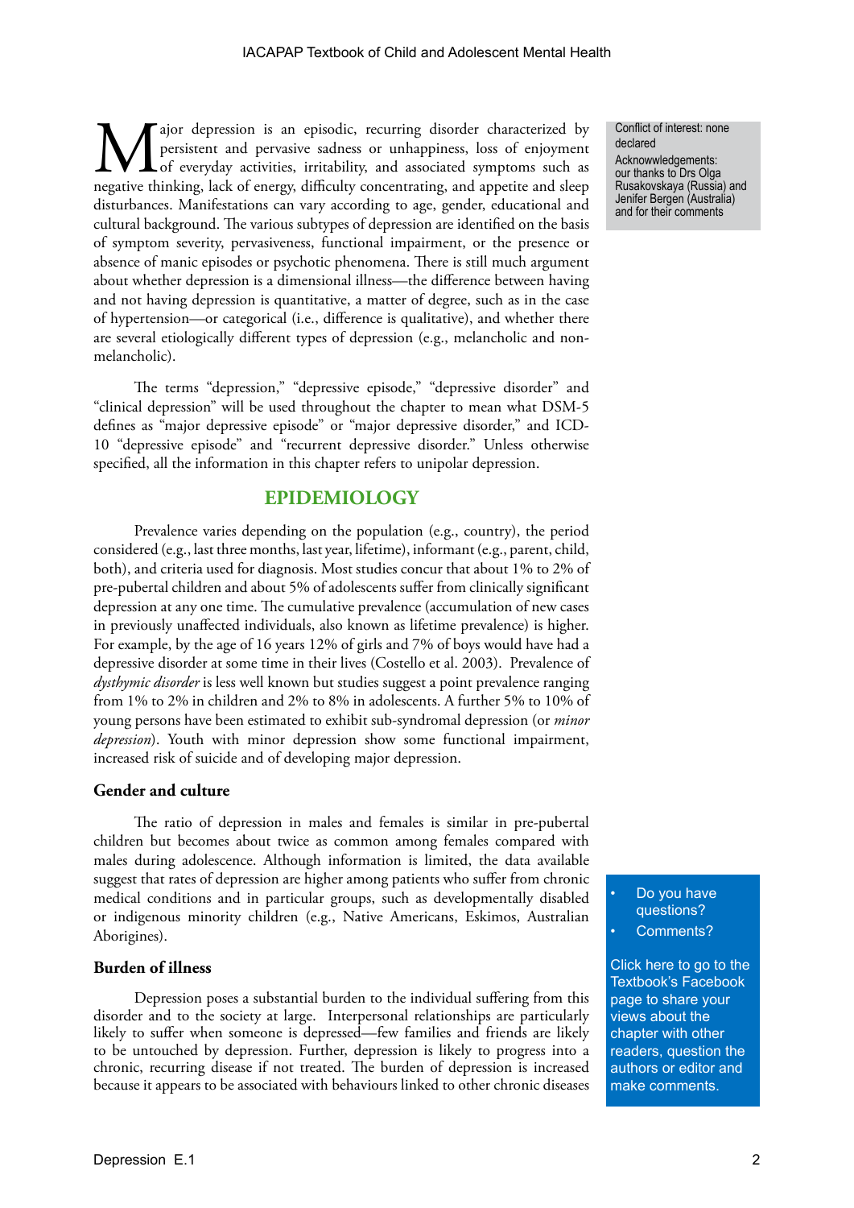Major depression is an episodic, recurring disorder characterized by persistent and pervasive sadness or unhappiness, loss of enjoyment of everyday activities, irritability, and associated symptoms such as negative thinking, lack of energy, difficulty concentrating, and appetite and sleep disturbances. Manifestations can vary according to age, gender, educational and cultural background. The various subtypes of depression are identified on the basis of symptom severity, pervasiveness, functional impairment, or the presence or absence of manic episodes or psychotic phenomena. There is still much argument about whether depression is a dimensional illness—the difference between having and not having depression is quantitative, a matter of degree, such as in the case of hypertension—or categorical (i.e., difference is qualitative), and whether there are several etiologically different types of depression (e.g., melancholic and non-melancholic).

Conflict of interest: none declared

Acknowledgements: our thanks to Drs Olga Rusakovskaya (Russia) and Jenifer Bergen (Australia) and for their comments

The terms "depression," "depressive episode," "depressive disorder" and "clinical depression" will be used throughout the chapter to mean what DSM-5 defines as "major depressive episode" or "major depressive disorder," and ICD-10 "depressive episode" and "recurrent depressive disorder." Unless otherwise specified, all the information in this chapter refers to unipolar depression.

## EPIDEMIOLOGY

Prevalence varies depending on the population (e.g., country), the period considered (e.g., last three months, last year, lifetime), informant (e.g., parent, child, both), and criteria used for diagnosis. Most studies concur that about 1% to 2% of pre-pubertal children and about 5% of adolescents suffer from clinically significant depression at any one time. The cumulative prevalence (accumulation of new cases in previously unaffected individuals, also known as lifetime prevalence) is higher. For example, by the age of 16 years 12% of girls and 7% of boys would have had a depressive disorder at some time in their lives (Costello et al. 2003). Prevalence of *dysthymic disorder* is less well known but studies suggest a point prevalence ranging from 1% to 2% in children and 2% to 8% in adolescents. A further 5% to 10% of young persons have been estimated to exhibit sub-syndromal depression (or *minor depression*). Youth with minor depression show some functional impairment, increased risk of suicide and of developing major depression.

### Gender and culture

The ratio of depression in males and females is similar in pre-pubertal children but becomes about twice as common among females compared with males during adolescence. Although information is limited, the data available suggest that rates of depression are higher among patients who suffer from chronic medical conditions and in particular groups, such as developmentally disabled or indigenous minority children (e.g., Native Americans, Eskimos, Australian Aborigines).

- Do you have questions?
- Comments?

Click here to go to the Textbook's Facebook page to share your views about the chapter with other readers, question the authors or editor and make comments.

### Burden of illness

Depression poses a substantial burden to the individual suffering from this disorder and to the society at large. Interpersonal relationships are particularly likely to suffer when someone is depressed—few families and friends are likely to be untouched by depression. Further, depression is likely to progress into a chronic, recurring disease if not treated. The burden of depression is increased because it appears to be associated with behaviours linked to other chronic diseases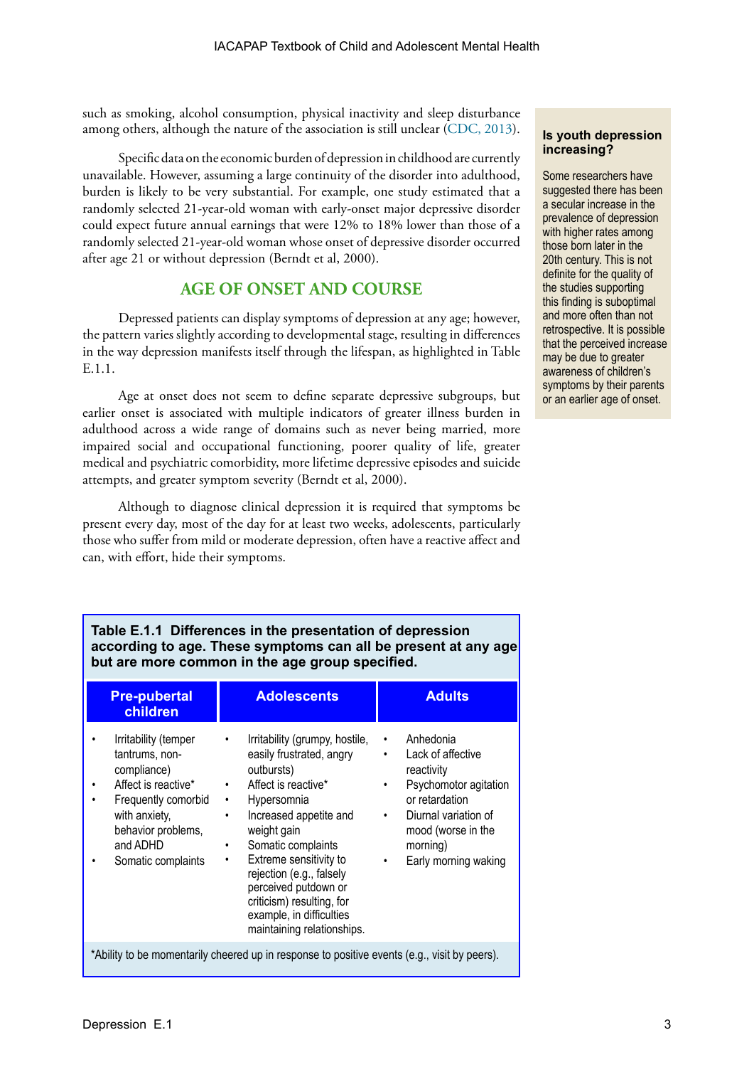such as smoking, alcohol consumption, physical inactivity and sleep disturbance among others, although the nature of the association is still unclear (CDC, 2013).

Specific data on the economic burden of depression in childhood are currently unavailable. However, assuming a large continuity of the disorder into adulthood, burden is likely to be very substantial. For example, one study estimated that a randomly selected 21-year-old woman with early-onset major depressive disorder could expect future annual earnings that were 12% to 18% lower than those of a randomly selected 21-year-old woman whose onset of depressive disorder occurred after age 21 or without depression (Berndt et al, 2000).

## AGE OF ONSET AND COURSE

Depressed patients can display symptoms of depression at any age; however, the pattern varies slightly according to developmental stage, resulting in differences in the way depression manifests itself through the lifespan, as highlighted in Table E.1.1.

Age at onset does not seem to define separate depressive subgroups, but earlier onset is associated with multiple indicators of greater illness burden in adulthood across a wide range of domains such as never being married, more impaired social and occupational functioning, poorer quality of life, greater medical and psychiatric comorbidity, more lifetime depressive episodes and suicide attempts, and greater symptom severity (Berndt et al, 2000).

Although to diagnose clinical depression it is required that symptoms be present every day, most of the day for at least two weeks, adolescents, particularly those who suffer from mild or moderate depression, often have a reactive affect and can, with effort, hide their symptoms.

**Is youth depression increasing?**

Some researchers have suggested there has been a secular increase in the prevalence of depression with higher rates among those born later in the 20th century. This is not definite for the quality of the studies supporting this finding is suboptimal and more often than not retrospective. It is possible that the perceived increase may be due to greater awareness of children's symptoms by their parents or an earlier age of onset.

**Table E.1.1 Differences in the presentation of depression according to age. These symptoms can all be present at any age but are more common in the age group specified.**

| Pre-pubertal children | Adolescents | Adults |
|---|---|---|
| • Irritability (temper tantrums, non-compliance)<br>• Affect is reactive*<br>• Frequently comorbid with anxiety, behavior problems, and ADHD<br>• Somatic complaints | • Irritability (grumpy, hostile, easily frustrated, angry outbursts)<br>• Affect is reactive*<br>• Hypersomnia<br>• Increased appetite and weight gain<br>• Somatic complaints<br>• Extreme sensitivity to rejection (e.g., falsely perceived putdown or criticism) resulting, for example, in difficulties maintaining relationships. | • Anhedonia<br>• Lack of affective reactivity<br>• Psychomotor agitation or retardation<br>• Diurnal variation of mood (worse in the morning)<br>• Early morning waking |

*Ability to be momentarily cheered up in response to positive events (e.g., visit by peers).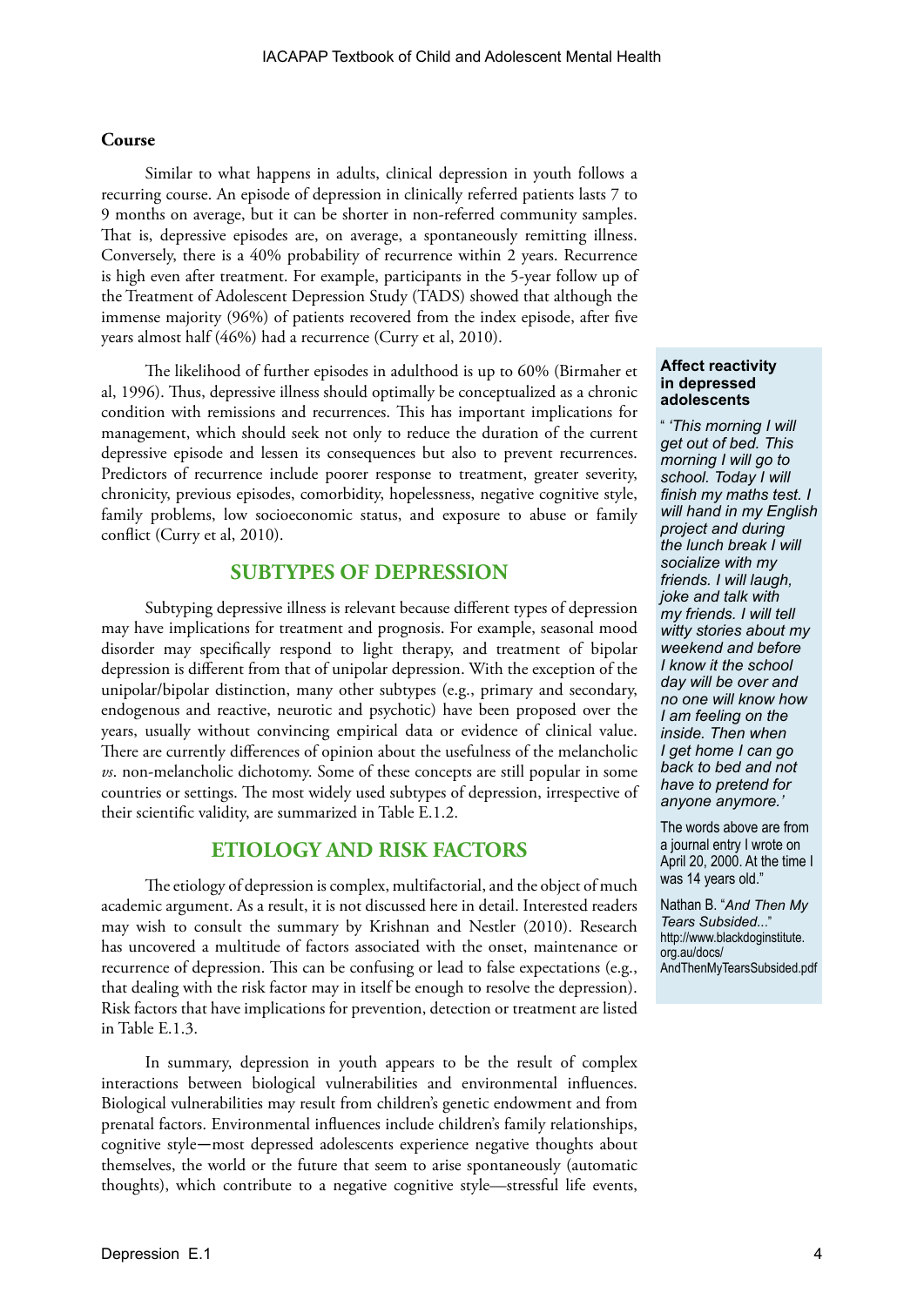### Course

Similar to what happens in adults, clinical depression in youth follows a recurring course. An episode of depression in clinically referred patients lasts 7 to 9 months on average, but it can be shorter in non-referred community samples. That is, depressive episodes are, on average, a spontaneously remitting illness. Conversely, there is a 40% probability of recurrence within 2 years. Recurrence is high even after treatment. For example, participants in the 5-year follow up of the Treatment of Adolescent Depression Study (TADS) showed that although the immense majority (96%) of patients recovered from the index episode, after five years almost half (46%) had a recurrence (Curry et al, 2010).

The likelihood of further episodes in adulthood is up to 60% (Birmaher et al, 1996). Thus, depressive illness should optimally be conceptualized as a chronic condition with remissions and recurrences. This has important implications for management, which should seek not only to reduce the duration of the current depressive episode and lessen its consequences but also to prevent recurrences. Predictors of recurrence include poorer response to treatment, greater severity, chronicity, previous episodes, comorbidity, hopelessness, negative cognitive style, family problems, low socioeconomic status, and exposure to abuse or family conflict (Curry et al, 2010).

> **Affect reactivity in depressed adolescents**
>
> " *'This morning I will get out of bed. This morning I will go to school. Today I will finish my maths test. I will hand in my English project and during the lunch break I will socialize with my friends. I will laugh, joke and talk with my friends. I will tell witty stories about my weekend and before I know it the school day will be over and no one will know how I am feeling on the inside. Then when I get home I can go back to bed and not have to pretend for anyone anymore.'*
>
> The words above are from a journal entry I wrote on April 20, 2000. At the time I was 14 years old."
>
> Nathan B. "*And Then My Tears Subsided...*" http://www.blackdoginstitute.org.au/docs/AndThenMyTearsSubsided.pdf

## SUBTYPES OF DEPRESSION

Subtyping depressive illness is relevant because different types of depression may have implications for treatment and prognosis. For example, seasonal mood disorder may specifically respond to light therapy, and treatment of bipolar depression is different from that of unipolar depression. With the exception of the unipolar/bipolar distinction, many other subtypes (e.g., primary and secondary, endogenous and reactive, neurotic and psychotic) have been proposed over the years, usually without convincing empirical data or evidence of clinical value. There are currently differences of opinion about the usefulness of the melancholic *vs*. non-melancholic dichotomy. Some of these concepts are still popular in some countries or settings. The most widely used subtypes of depression, irrespective of their scientific validity, are summarized in Table E.1.2.

## ETIOLOGY AND RISK FACTORS

The etiology of depression is complex, multifactorial, and the object of much academic argument. As a result, it is not discussed here in detail. Interested readers may wish to consult the summary by Krishnan and Nestler (2010). Research has uncovered a multitude of factors associated with the onset, maintenance or recurrence of depression. This can be confusing or lead to false expectations (e.g., that dealing with the risk factor may in itself be enough to resolve the depression). Risk factors that have implications for prevention, detection or treatment are listed in Table E.1.3.

In summary, depression in youth appears to be the result of complex interactions between biological vulnerabilities and environmental influences. Biological vulnerabilities may result from children's genetic endowment and from prenatal factors. Environmental influences include children's family relationships, cognitive style—most depressed adolescents experience negative thoughts about themselves, the world or the future that seem to arise spontaneously (automatic thoughts), which contribute to a negative cognitive style—stressful life events,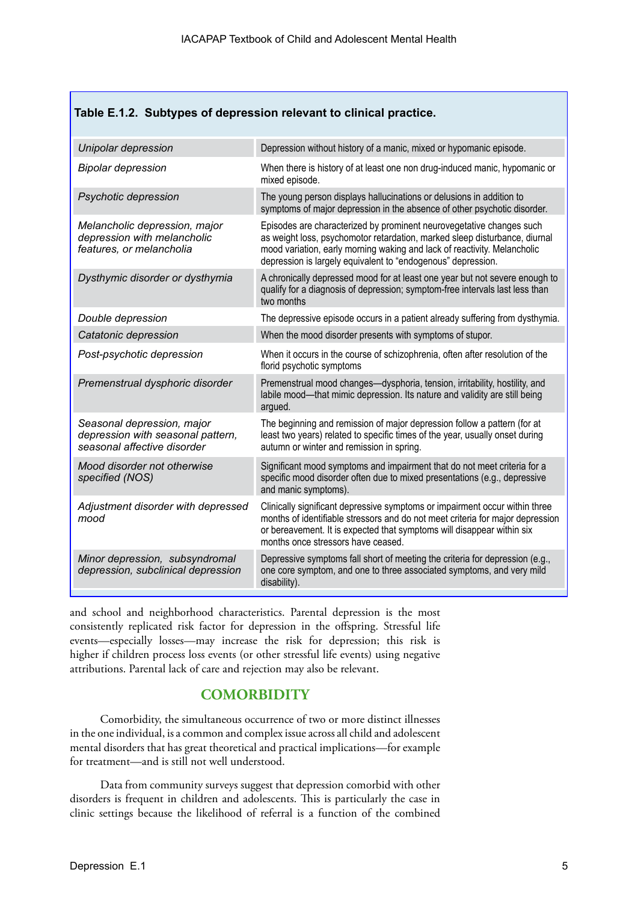**Table E.1.2. Subtypes of depression relevant to clinical practice.**

| | |
|---|---|
| *Unipolar depression* | Depression without history of a manic, mixed or hypomanic episode. |
| *Bipolar depression* | When there is history of at least one non drug-induced manic, hypomanic or mixed episode. |
| *Psychotic depression* | The young person displays hallucinations or delusions in addition to symptoms of major depression in the absence of other psychotic disorder. |
| *Melancholic depression, major depression with melancholic features, or melancholia* | Episodes are characterized by prominent neurovegetative changes such as weight loss, psychomotor retardation, marked sleep disturbance, diurnal mood variation, early morning waking and lack of reactivity. Melancholic depression is largely equivalent to "endogenous" depression. |
| *Dysthymic disorder or dysthymia* | A chronically depressed mood for at least one year but not severe enough to qualify for a diagnosis of depression; symptom-free intervals last less than two months |
| *Double depression* | The depressive episode occurs in a patient already suffering from dysthymia. |
| *Catatonic depression* | When the mood disorder presents with symptoms of stupor. |
| *Post-psychotic depression* | When it occurs in the course of schizophrenia, often after resolution of the florid psychotic symptoms |
| *Premenstrual dysphoric disorder* | Premenstrual mood changes—dysphoria, tension, irritability, hostility, and labile mood—that mimic depression. Its nature and validity are still being argued. |
| *Seasonal depression, major depression with seasonal pattern, seasonal affective disorder* | The beginning and remission of major depression follow a pattern (for at least two years) related to specific times of the year, usually onset during autumn or winter and remission in spring. |
| *Mood disorder not otherwise specified (NOS)* | Significant mood symptoms and impairment that do not meet criteria for a specific mood disorder often due to mixed presentations (e.g., depressive and manic symptoms). |
| *Adjustment disorder with depressed mood* | Clinically significant depressive symptoms or impairment occur within three months of identifiable stressors and do not meet criteria for major depression or bereavement. It is expected that symptoms will disappear within six months once stressors have ceased. |
| *Minor depression, subsyndromal depression, subclinical depression* | Depressive symptoms fall short of meeting the criteria for depression (e.g., one core symptom, and one to three associated symptoms, and very mild disability). |

and school and neighborhood characteristics. Parental depression is the most consistently replicated risk factor for depression in the offspring. Stressful life events—especially losses—may increase the risk for depression; this risk is higher if children process loss events (or other stressful life events) using negative attributions. Parental lack of care and rejection may also be relevant.

## COMORBIDITY

Comorbidity, the simultaneous occurrence of two or more distinct illnesses in the one individual, is a common and complex issue across all child and adolescent mental disorders that has great theoretical and practical implications—for example for treatment—and is still not well understood.

Data from community surveys suggest that depression comorbid with other disorders is frequent in children and adolescents. This is particularly the case in clinic settings because the likelihood of referral is a function of the combined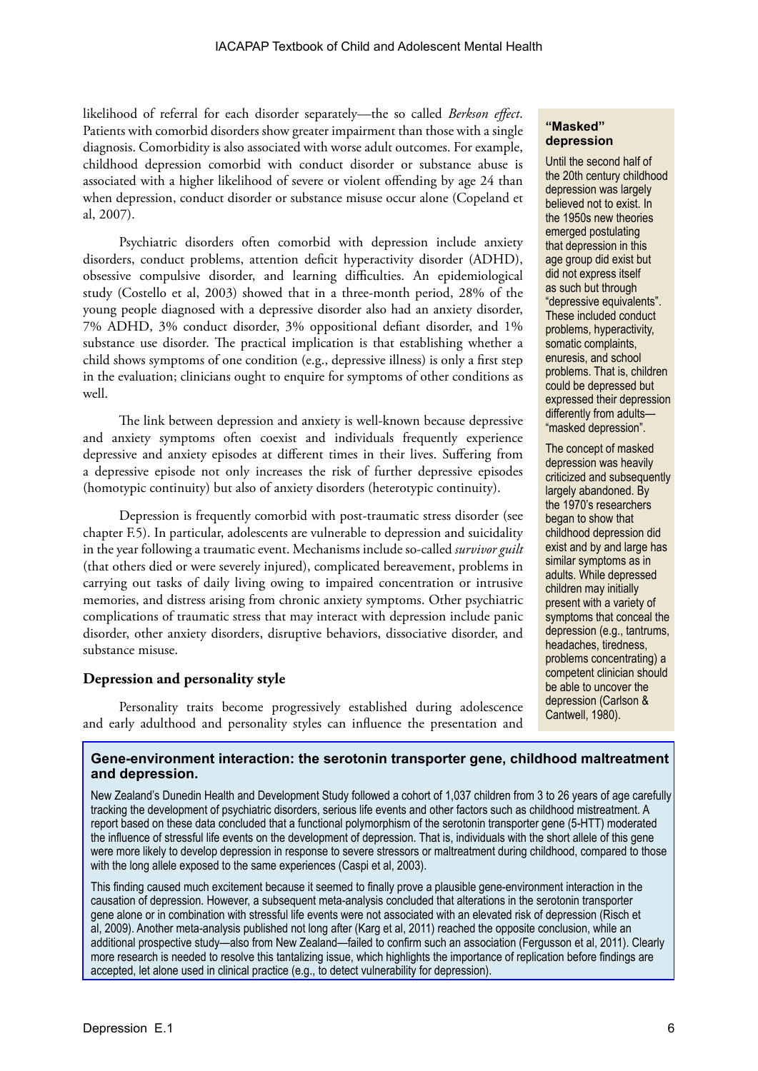likelihood of referral for each disorder separately—the so called *Berkson effect*. Patients with comorbid disorders show greater impairment than those with a single diagnosis. Comorbidity is also associated with worse adult outcomes. For example, childhood depression comorbid with conduct disorder or substance abuse is associated with a higher likelihood of severe or violent offending by age 24 than when depression, conduct disorder or substance misuse occur alone (Copeland et al, 2007).

Psychiatric disorders often comorbid with depression include anxiety disorders, conduct problems, attention deficit hyperactivity disorder (ADHD), obsessive compulsive disorder, and learning difficulties. An epidemiological study (Costello et al, 2003) showed that in a three-month period, 28% of the young people diagnosed with a depressive disorder also had an anxiety disorder, 7% ADHD, 3% conduct disorder, 3% oppositional defiant disorder, and 1% substance use disorder. The practical implication is that establishing whether a child shows symptoms of one condition (e.g., depressive illness) is only a first step in the evaluation; clinicians ought to enquire for symptoms of other conditions as well.

The link between depression and anxiety is well-known because depressive and anxiety symptoms often coexist and individuals frequently experience depressive and anxiety episodes at different times in their lives. Suffering from a depressive episode not only increases the risk of further depressive episodes (homotypic continuity) but also of anxiety disorders (heterotypic continuity).

Depression is frequently comorbid with post-traumatic stress disorder (see chapter F.5). In particular, adolescents are vulnerable to depression and suicidality in the year following a traumatic event. Mechanisms include so-called *survivor guilt* (that others died or were severely injured), complicated bereavement, problems in carrying out tasks of daily living owing to impaired concentration or intrusive memories, and distress arising from chronic anxiety symptoms. Other psychiatric complications of traumatic stress that may interact with depression include panic disorder, other anxiety disorders, disruptive behaviors, dissociative disorder, and substance misuse.

## Depression and personality style

Personality traits become progressively established during adolescence and early adulthood and personality styles can influence the presentation and

**"Masked" depression**

Until the second half of the 20th century childhood depression was largely believed not to exist. In the 1950s new theories emerged postulating that depression in this age group did exist but did not express itself as such but through "depressive equivalents". These included conduct problems, hyperactivity, somatic complaints, enuresis, and school problems. That is, children could be depressed but expressed their depression differently from adults—"masked depression".

The concept of masked depression was heavily criticized and subsequently largely abandoned. By the 1970's researchers began to show that childhood depression did exist and by and large has similar symptoms as in adults. While depressed children may initially present with a variety of symptoms that conceal the depression (e.g., tantrums, headaches, tiredness, problems concentrating) a competent clinician should be able to uncover the depression (Carlson & Cantwell, 1980).

**Gene-environment interaction: the serotonin transporter gene, childhood maltreatment and depression.**

New Zealand's Dunedin Health and Development Study followed a cohort of 1,037 children from 3 to 26 years of age carefully tracking the development of psychiatric disorders, serious life events and other factors such as childhood mistreatment. A report based on these data concluded that a functional polymorphism of the serotonin transporter gene (5-HTT) moderated the influence of stressful life events on the development of depression. That is, individuals with the short allele of this gene were more likely to develop depression in response to severe stressors or maltreatment during childhood, compared to those with the long allele exposed to the same experiences (Caspi et al, 2003).

This finding caused much excitement because it seemed to finally prove a plausible gene-environment interaction in the causation of depression. However, a subsequent meta-analysis concluded that alterations in the serotonin transporter gene alone or in combination with stressful life events were not associated with an elevated risk of depression (Risch et al, 2009). Another meta-analysis published not long after (Karg et al, 2011) reached the opposite conclusion, while an additional prospective study—also from New Zealand—failed to confirm such an association (Fergusson et al, 2011). Clearly more research is needed to resolve this tantalizing issue, which highlights the importance of replication before findings are accepted, let alone used in clinical practice (e.g., to detect vulnerability for depression).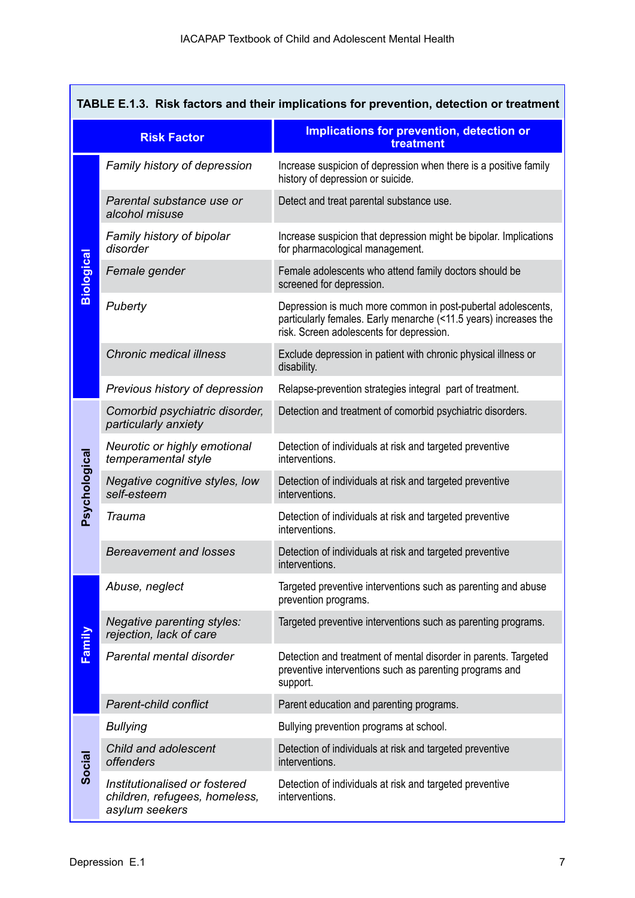**TABLE E.1.3. Risk factors and their implications for prevention, detection or treatment**

| | Risk Factor | Implications for prevention, detection or treatment |
|---|---|---|
| **Biological** | *Family history of depression* | Increase suspicion of depression when there is a positive family history of depression or suicide. |
| | *Parental substance use or alcohol misuse* | Detect and treat parental substance use. |
| | *Family history of bipolar disorder* | Increase suspicion that depression might be bipolar. Implications for pharmacological management. |
| | *Female gender* | Female adolescents who attend family doctors should be screened for depression. |
| | *Puberty* | Depression is much more common in post-pubertal adolescents, particularly females. Early menarche (<11.5 years) increases the risk. Screen adolescents for depression. |
| | *Chronic medical illness* | Exclude depression in patient with chronic physical illness or disability. |
| | *Previous history of depression* | Relapse-prevention strategies integral part of treatment. |
| **Psychological** | *Comorbid psychiatric disorder, particularly anxiety* | Detection and treatment of comorbid psychiatric disorders. |
| | *Neurotic or highly emotional temperamental style* | Detection of individuals at risk and targeted preventive interventions. |
| | *Negative cognitive styles, low self-esteem* | Detection of individuals at risk and targeted preventive interventions. |
| | *Trauma* | Detection of individuals at risk and targeted preventive interventions. |
| | *Bereavement and losses* | Detection of individuals at risk and targeted preventive interventions. |
| **Family** | *Abuse, neglect* | Targeted preventive interventions such as parenting and abuse prevention programs. |
| | *Negative parenting styles: rejection, lack of care* | Targeted preventive interventions such as parenting programs. |
| | *Parental mental disorder* | Detection and treatment of mental disorder in parents. Targeted preventive interventions such as parenting programs and support. |
| | *Parent-child conflict* | Parent education and parenting programs. |
| **Social** | *Bullying* | Bullying prevention programs at school. |
| | *Child and adolescent offenders* | Detection of individuals at risk and targeted preventive interventions. |
| | *Institutionalised or fostered children, refugees, homeless, asylum seekers* | Detection of individuals at risk and targeted preventive interventions. |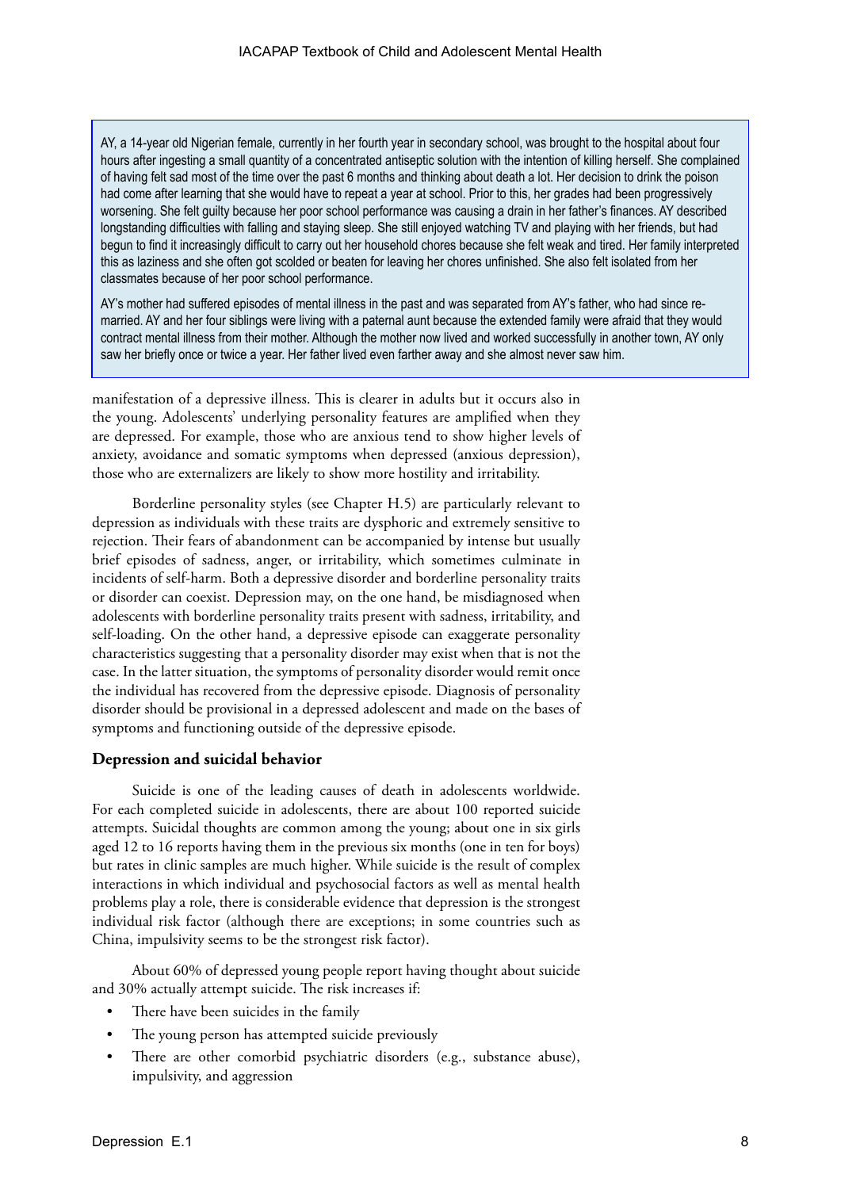> AY, a 14-year old Nigerian female, currently in her fourth year in secondary school, was brought to the hospital about four hours after ingesting a small quantity of a concentrated antiseptic solution with the intention of killing herself. She complained of having felt sad most of the time over the past 6 months and thinking about death a lot. Her decision to drink the poison had come after learning that she would have to repeat a year at school. Prior to this, her grades had been progressively worsening. She felt guilty because her poor school performance was causing a drain in her father's finances. AY described longstanding difficulties with falling and staying sleep. She still enjoyed watching TV and playing with her friends, but had begun to find it increasingly difficult to carry out her household chores because she felt weak and tired. Her family interpreted this as laziness and she often got scolded or beaten for leaving her chores unfinished. She also felt isolated from her classmates because of her poor school performance.
>
> AY's mother had suffered episodes of mental illness in the past and was separated from AY's father, who had since re-married. AY and her four siblings were living with a paternal aunt because the extended family were afraid that they would contract mental illness from their mother. Although the mother now lived and worked successfully in another town, AY only saw her briefly once or twice a year. Her father lived even farther away and she almost never saw him.

manifestation of a depressive illness. This is clearer in adults but it occurs also in the young. Adolescents' underlying personality features are amplified when they are depressed. For example, those who are anxious tend to show higher levels of anxiety, avoidance and somatic symptoms when depressed (anxious depression), those who are externalizers are likely to show more hostility and irritability.

Borderline personality styles (see Chapter H.5) are particularly relevant to depression as individuals with these traits are dysphoric and extremely sensitive to rejection. Their fears of abandonment can be accompanied by intense but usually brief episodes of sadness, anger, or irritability, which sometimes culminate in incidents of self-harm. Both a depressive disorder and borderline personality traits or disorder can coexist. Depression may, on the one hand, be misdiagnosed when adolescents with borderline personality traits present with sadness, irritability, and self-loading. On the other hand, a depressive episode can exaggerate personality characteristics suggesting that a personality disorder may exist when that is not the case. In the latter situation, the symptoms of personality disorder would remit once the individual has recovered from the depressive episode. Diagnosis of personality disorder should be provisional in a depressed adolescent and made on the bases of symptoms and functioning outside of the depressive episode.

### Depression and suicidal behavior

Suicide is one of the leading causes of death in adolescents worldwide. For each completed suicide in adolescents, there are about 100 reported suicide attempts. Suicidal thoughts are common among the young; about one in six girls aged 12 to 16 reports having them in the previous six months (one in ten for boys) but rates in clinic samples are much higher. While suicide is the result of complex interactions in which individual and psychosocial factors as well as mental health problems play a role, there is considerable evidence that depression is the strongest individual risk factor (although there are exceptions; in some countries such as China, impulsivity seems to be the strongest risk factor).

About 60% of depressed young people report having thought about suicide and 30% actually attempt suicide. The risk increases if:

- There have been suicides in the family
- The young person has attempted suicide previously
- There are other comorbid psychiatric disorders (e.g., substance abuse), impulsivity, and aggression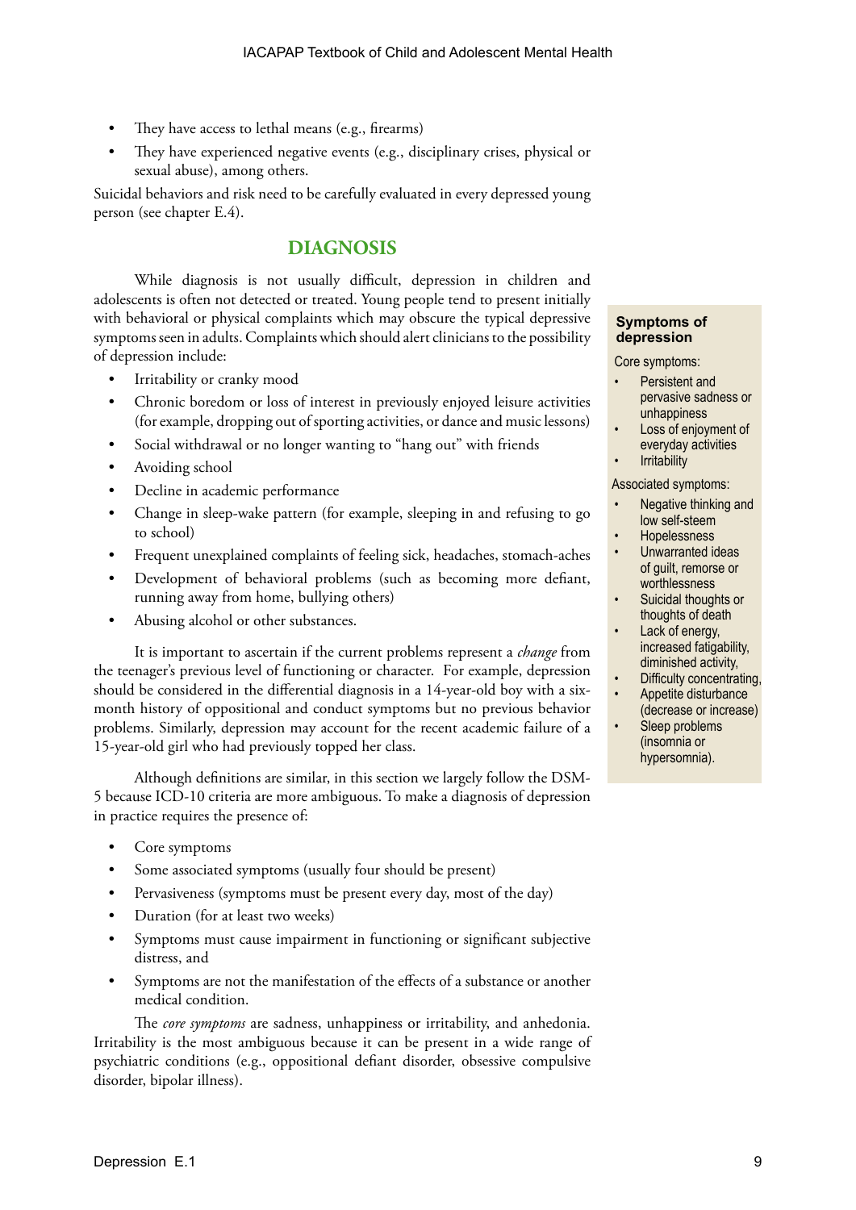- They have access to lethal means (e.g., firearms)
- They have experienced negative events (e.g., disciplinary crises, physical or sexual abuse), among others.

Suicidal behaviors and risk need to be carefully evaluated in every depressed young person (see chapter E.4).

## DIAGNOSIS

While diagnosis is not usually difficult, depression in children and adolescents is often not detected or treated. Young people tend to present initially with behavioral or physical complaints which may obscure the typical depressive symptoms seen in adults. Complaints which should alert clinicians to the possibility of depression include:

- Irritability or cranky mood
- Chronic boredom or loss of interest in previously enjoyed leisure activities (for example, dropping out of sporting activities, or dance and music lessons)
- Social withdrawal or no longer wanting to "hang out" with friends
- Avoiding school
- Decline in academic performance
- Change in sleep-wake pattern (for example, sleeping in and refusing to go to school)
- Frequent unexplained complaints of feeling sick, headaches, stomach-aches
- Development of behavioral problems (such as becoming more defiant, running away from home, bullying others)
- Abusing alcohol or other substances.

It is important to ascertain if the current problems represent a *change* from the teenager's previous level of functioning or character. For example, depression should be considered in the differential diagnosis in a 14-year-old boy with a six-month history of oppositional and conduct symptoms but no previous behavior problems. Similarly, depression may account for the recent academic failure of a 15-year-old girl who had previously topped her class.

Although definitions are similar, in this section we largely follow the DSM-5 because ICD-10 criteria are more ambiguous. To make a diagnosis of depression in practice requires the presence of:

- Core symptoms
- Some associated symptoms (usually four should be present)
- Pervasiveness (symptoms must be present every day, most of the day)
- Duration (for at least two weeks)
- Symptoms must cause impairment in functioning or significant subjective distress, and
- Symptoms are not the manifestation of the effects of a substance or another medical condition.

The *core symptoms* are sadness, unhappiness or irritability, and anhedonia. Irritability is the most ambiguous because it can be present in a wide range of psychiatric conditions (e.g., oppositional defiant disorder, obsessive compulsive disorder, bipolar illness).

**Symptoms of depression**

Core symptoms:

- Persistent and pervasive sadness or unhappiness
- Loss of enjoyment of everyday activities
- Irritability

Associated symptoms:

- Negative thinking and low self-steem
- Hopelessness
- Unwarranted ideas of guilt, remorse or worthlessness
- Suicidal thoughts or thoughts of death
- Lack of energy, increased fatigability, diminished activity,
- Difficulty concentrating,
- Appetite disturbance (decrease or increase)
- Sleep problems (insomnia or hypersomnia).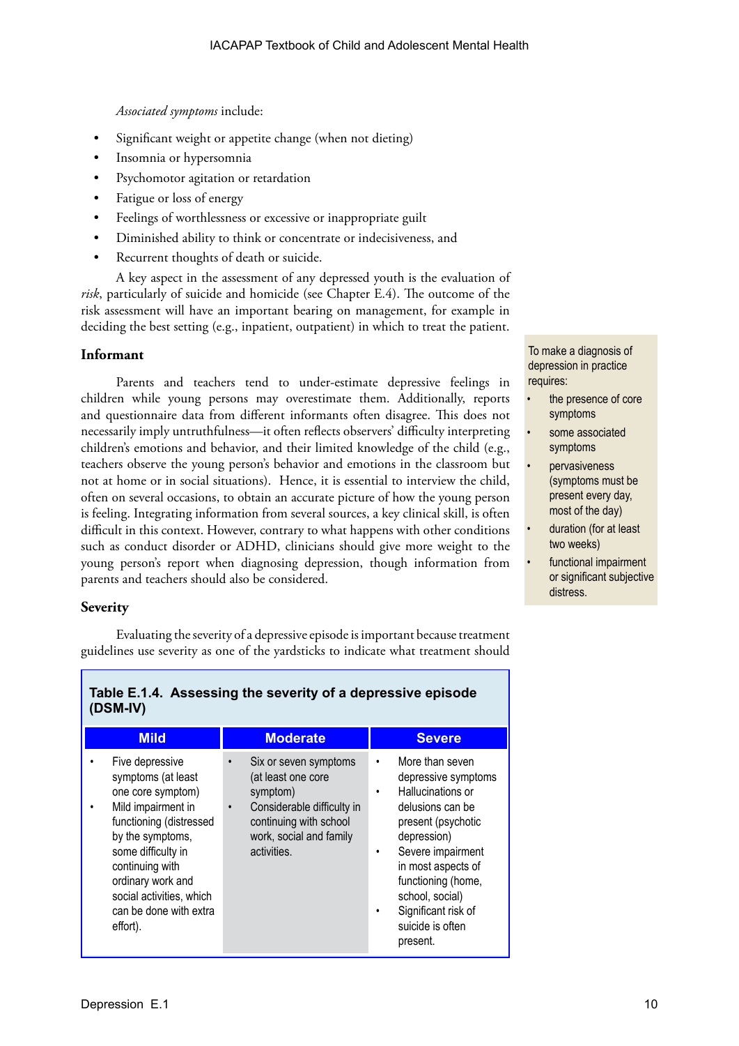*Associated symptoms* include:

- Significant weight or appetite change (when not dieting)
- Insomnia or hypersomnia
- Psychomotor agitation or retardation
- Fatigue or loss of energy
- Feelings of worthlessness or excessive or inappropriate guilt
- Diminished ability to think or concentrate or indecisiveness, and
- Recurrent thoughts of death or suicide.

A key aspect in the assessment of any depressed youth is the evaluation of *risk*, particularly of suicide and homicide (see Chapter E.4). The outcome of the risk assessment will have an important bearing on management, for example in deciding the best setting (e.g., inpatient, outpatient) in which to treat the patient.

### Informant

Parents and teachers tend to under-estimate depressive feelings in children while young persons may overestimate them. Additionally, reports and questionnaire data from different informants often disagree. This does not necessarily imply untruthfulness—it often reflects observers' difficulty interpreting children's emotions and behavior, and their limited knowledge of the child (e.g., teachers observe the young person's behavior and emotions in the classroom but not at home or in social situations). Hence, it is essential to interview the child, often on several occasions, to obtain an accurate picture of how the young person is feeling. Integrating information from several sources, a key clinical skill, is often difficult in this context. However, contrary to what happens with other conditions such as conduct disorder or ADHD, clinicians should give more weight to the young person's report when diagnosing depression, though information from parents and teachers should also be considered.

To make a diagnosis of depression in practice requires:

- the presence of core symptoms
- some associated symptoms
- pervasiveness (symptoms must be present every day, most of the day)
- duration (for at least two weeks)
- functional impairment or significant subjective distress.

### Severity

Evaluating the severity of a depressive episode is important because treatment guidelines use severity as one of the yardsticks to indicate what treatment should

**Table E.1.4. Assessing the severity of a depressive episode (DSM-IV)**

| Mild | Moderate | Severe |
|---|---|---|
| • Five depressive symptoms (at least one core symptom)<br>• Mild impairment in functioning (distressed by the symptoms, some difficulty in continuing with ordinary work and social activities, which can be done with extra effort). | • Six or seven symptoms (at least one core symptom)<br>• Considerable difficulty in continuing with school work, social and family activities. | • More than seven depressive symptoms<br>• Hallucinations or delusions can be present (psychotic depression)<br>• Severe impairment in most aspects of functioning (home, school, social)<br>• Significant risk of suicide is often present. |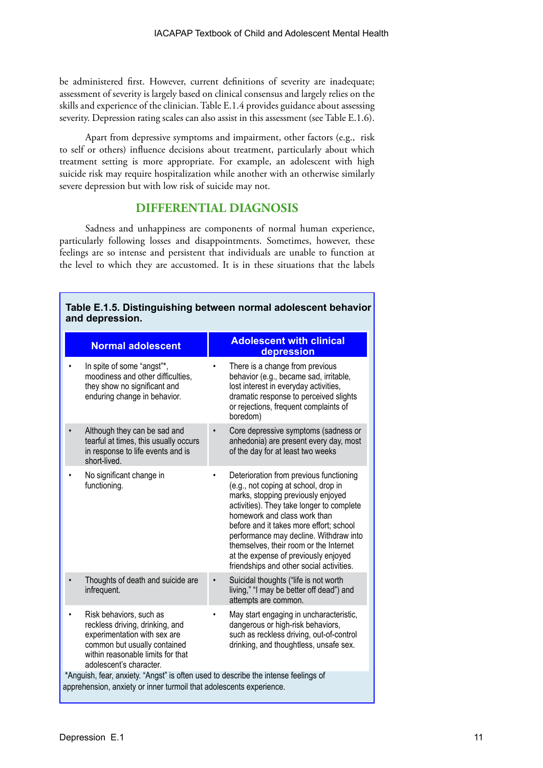be administered first. However, current definitions of severity are inadequate; assessment of severity is largely based on clinical consensus and largely relies on the skills and experience of the clinician. Table E.1.4 provides guidance about assessing severity. Depression rating scales can also assist in this assessment (see Table E.1.6).

Apart from depressive symptoms and impairment, other factors (e.g., risk to self or others) influence decisions about treatment, particularly about which treatment setting is more appropriate. For example, an adolescent with high suicide risk may require hospitalization while another with an otherwise similarly severe depression but with low risk of suicide may not.

## DIFFERENTIAL DIAGNOSIS

Sadness and unhappiness are components of normal human experience, particularly following losses and disappointments. Sometimes, however, these feelings are so intense and persistent that individuals are unable to function at the level to which they are accustomed. It is in these situations that the labels

**Table E.1.5. Distinguishing between normal adolescent behavior and depression.**

| Normal adolescent | Adolescent with clinical depression |
|---|---|
| • In spite of some "angst"*, moodiness and other difficulties, they show no significant and enduring change in behavior. | • There is a change from previous behavior (e.g., became sad, irritable, lost interest in everyday activities, dramatic response to perceived slights or rejections, frequent complaints of boredom) |
| • Although they can be sad and tearful at times, this usually occurs in response to life events and is short-lived. | • Core depressive symptoms (sadness or anhedonia) are present every day, most of the day for at least two weeks |
| • No significant change in functioning. | • Deterioration from previous functioning (e.g., not coping at school, drop in marks, stopping previously enjoyed activities). They take longer to complete homework and class work than before and it takes more effort; school performance may decline. Withdraw into themselves, their room or the Internet at the expense of previously enjoyed friendships and other social activities. |
| • Thoughts of death and suicide are infrequent. | • Suicidal thoughts ("life is not worth living," "I may be better off dead") and attempts are common. |
| • Risk behaviors, such as reckless driving, drinking, and experimentation with sex are common but usually contained within reasonable limits for that adolescent's character. | • May start engaging in uncharacteristic, dangerous or high-risk behaviors, such as reckless driving, out-of-control drinking, and thoughtless, unsafe sex. |

*Anguish, fear, anxiety. "Angst" is often used to describe the intense feelings of apprehension, anxiety or inner turmoil that adolescents experience.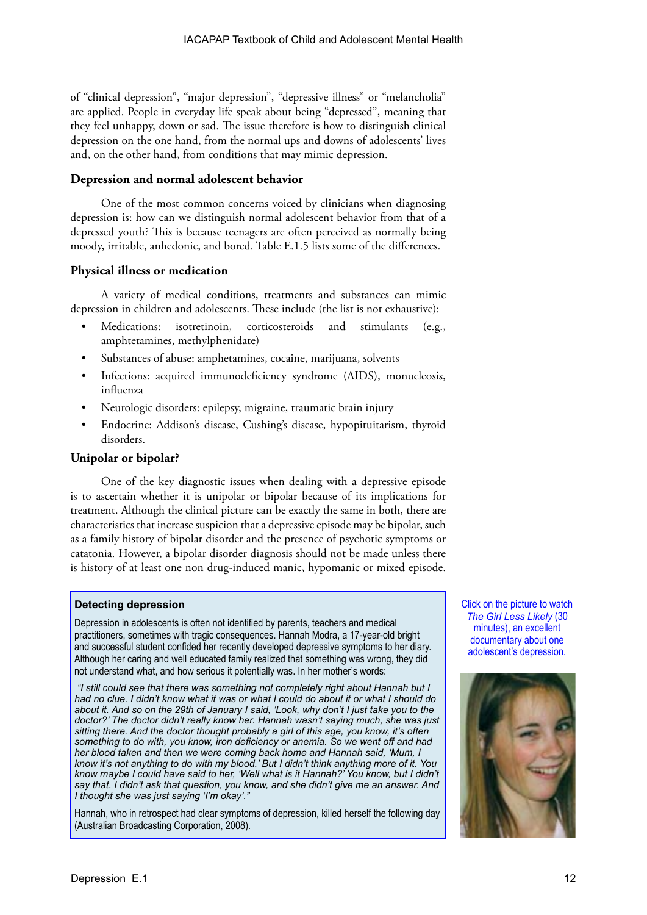of "clinical depression", "major depression", "depressive illness" or "melancholia" are applied. People in everyday life speak about being "depressed", meaning that they feel unhappy, down or sad. The issue therefore is how to distinguish clinical depression on the one hand, from the normal ups and downs of adolescents' lives and, on the other hand, from conditions that may mimic depression.

### Depression and normal adolescent behavior

One of the most common concerns voiced by clinicians when diagnosing depression is: how can we distinguish normal adolescent behavior from that of a depressed youth? This is because teenagers are often perceived as normally being moody, irritable, anhedonic, and bored. Table E.1.5 lists some of the differences.

### Physical illness or medication

A variety of medical conditions, treatments and substances can mimic depression in children and adolescents. These include (the list is not exhaustive):

- Medications: isotretinoin, corticosteroids and stimulants (e.g., amphtetamines, methylphenidate)
- Substances of abuse: amphetamines, cocaine, marijuana, solvents
- Infections: acquired immunodeficiency syndrome (AIDS), monucleosis, influenza
- Neurologic disorders: epilepsy, migraine, traumatic brain injury
- Endocrine: Addison's disease, Cushing's disease, hypopituitarism, thyroid disorders.

### Unipolar or bipolar?

One of the key diagnostic issues when dealing with a depressive episode is to ascertain whether it is unipolar or bipolar because of its implications for treatment. Although the clinical picture can be exactly the same in both, there are characteristics that increase suspicion that a depressive episode may be bipolar, such as a family history of bipolar disorder and the presence of psychotic symptoms or catatonia. However, a bipolar disorder diagnosis should not be made unless there is history of at least one non drug-induced manic, hypomanic or mixed episode.

**Detecting depression**

Depression in adolescents is often not identified by parents, teachers and medical practitioners, sometimes with tragic consequences. Hannah Modra, a 17-year-old bright and successful student confided her recently developed depressive symptoms to her diary. Although her caring and well educated family realized that something was wrong, they did not understand what, and how serious it potentially was. In her mother's words:

*"I still could see that there was something not completely right about Hannah but I had no clue. I didn't know what it was or what I could do about it or what I should do about it. And so on the 29th of January I said, 'Look, why don't I just take you to the doctor?' The doctor didn't really know her. Hannah wasn't saying much, she was just sitting there. And the doctor thought probably a girl of this age, you know, it's often something to do with, you know, iron deficiency or anemia. So we went off and had her blood taken and then we were coming back home and Hannah said, 'Mum, I know it's not anything to do with my blood.' But I didn't think anything more of it. You know maybe I could have said to her, 'Well what is it Hannah?' You know, but I didn't say that. I didn't ask that question, you know, and she didn't give me an answer. And I thought she was just saying 'I'm okay'."*

Hannah, who in retrospect had clear symptoms of depression, killed herself the following day (Australian Broadcasting Corporation, 2008).

Click on the picture to watch *The Girl Less Likely* (30 minutes), an excellent documentary about one adolescent's depression.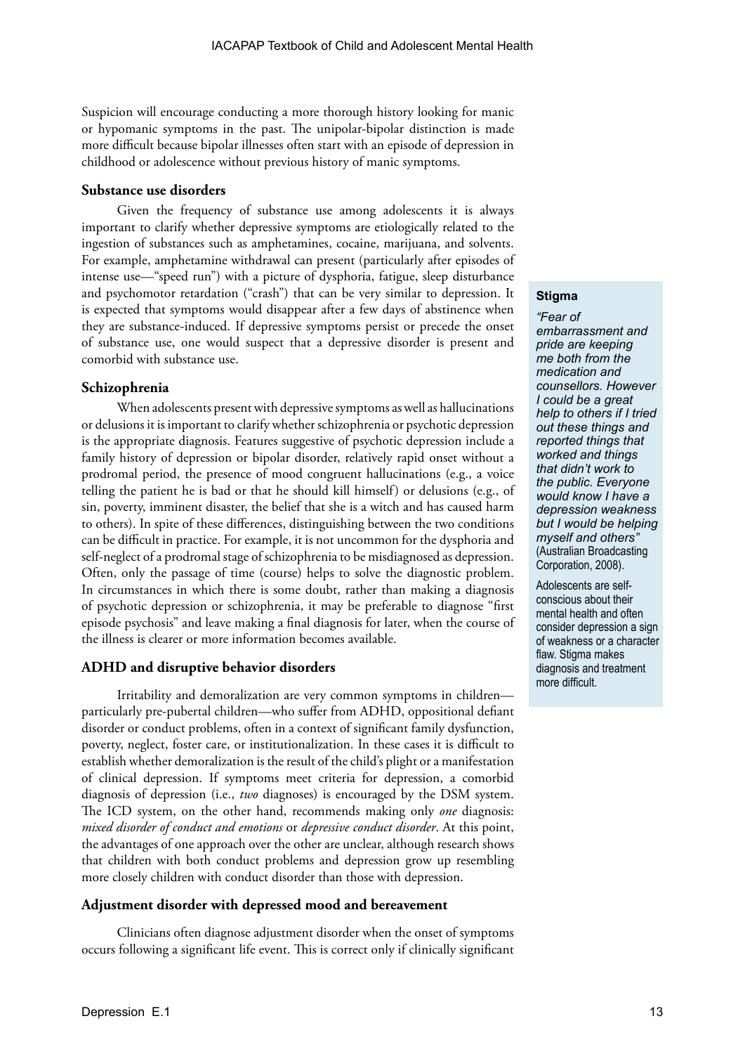Suspicion will encourage conducting a more thorough history looking for manic or hypomanic symptoms in the past. The unipolar-bipolar distinction is made more difficult because bipolar illnesses often start with an episode of depression in childhood or adolescence without previous history of manic symptoms.

### Substance use disorders

Given the frequency of substance use among adolescents it is always important to clarify whether depressive symptoms are etiologically related to the ingestion of substances such as amphetamines, cocaine, marijuana, and solvents. For example, amphetamine withdrawal can present (particularly after episodes of intense use—"speed run") with a picture of dysphoria, fatigue, sleep disturbance and psychomotor retardation ("crash") that can be very similar to depression. It is expected that symptoms would disappear after a few days of abstinence when they are substance-induced. If depressive symptoms persist or precede the onset of substance use, one would suspect that a depressive disorder is present and comorbid with substance use.

### Schizophrenia

When adolescents present with depressive symptoms as well as hallucinations or delusions it is important to clarify whether schizophrenia or psychotic depression is the appropriate diagnosis. Features suggestive of psychotic depression include a family history of depression or bipolar disorder, relatively rapid onset without a prodromal period, the presence of mood congruent hallucinations (e.g., a voice telling the patient he is bad or that he should kill himself) or delusions (e.g., of sin, poverty, imminent disaster, the belief that she is a witch and has caused harm to others). In spite of these differences, distinguishing between the two conditions can be difficult in practice. For example, it is not uncommon for the dysphoria and self-neglect of a prodromal stage of schizophrenia to be misdiagnosed as depression. Often, only the passage of time (course) helps to solve the diagnostic problem. In circumstances in which there is some doubt, rather than making a diagnosis of psychotic depression or schizophrenia, it may be preferable to diagnose "first episode psychosis" and leave making a final diagnosis for later, when the course of the illness is clearer or more information becomes available.

### ADHD and disruptive behavior disorders

Irritability and demoralization are very common symptoms in children—particularly pre-pubertal children—who suffer from ADHD, oppositional defiant disorder or conduct problems, often in a context of significant family dysfunction, poverty, neglect, foster care, or institutionalization. In these cases it is difficult to establish whether demoralization is the result of the child's plight or a manifestation of clinical depression. If symptoms meet criteria for depression, a comorbid diagnosis of depression (i.e., *two* diagnoses) is encouraged by the DSM system. The ICD system, on the other hand, recommends making only *one* diagnosis: *mixed disorder of conduct and emotions* or *depressive conduct disorder*. At this point, the advantages of one approach over the other are unclear, although research shows that children with both conduct problems and depression grow up resembling more closely children with conduct disorder than those with depression.

### Adjustment disorder with depressed mood and bereavement

Clinicians often diagnose adjustment disorder when the onset of symptoms occurs following a significant life event. This is correct only if clinically significant

**Stigma**

*"Fear of embarrassment and pride are keeping me both from the medication and counsellors. However I could be a great help to others if I tried out these things and reported things that worked and things that didn't work to the public. Everyone would know I have a depression weakness but I would be helping myself and others"* (Australian Broadcasting Corporation, 2008).

Adolescents are self-conscious about their mental health and often consider depression a sign of weakness or a character flaw. Stigma makes diagnosis and treatment more difficult.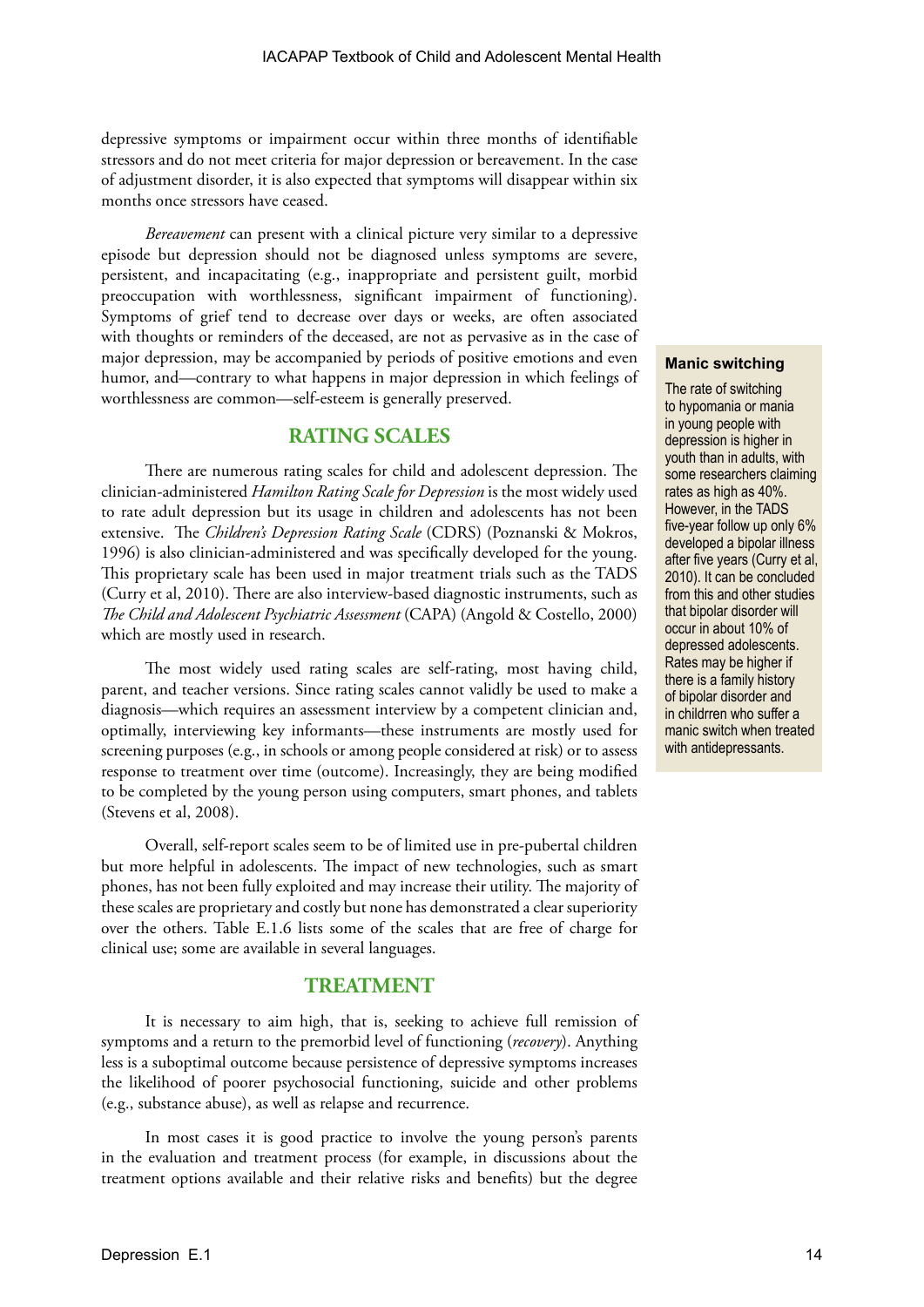depressive symptoms or impairment occur within three months of identifiable stressors and do not meet criteria for major depression or bereavement. In the case of adjustment disorder, it is also expected that symptoms will disappear within six months once stressors have ceased.

*Bereavement* can present with a clinical picture very similar to a depressive episode but depression should not be diagnosed unless symptoms are severe, persistent, and incapacitating (e.g., inappropriate and persistent guilt, morbid preoccupation with worthlessness, significant impairment of functioning). Symptoms of grief tend to decrease over days or weeks, are often associated with thoughts or reminders of the deceased, are not as pervasive as in the case of major depression, may be accompanied by periods of positive emotions and even humor, and—contrary to what happens in major depression in which feelings of worthlessness are common—self-esteem is generally preserved.

> **Manic switching**
>
> The rate of switching to hypomania or mania in young people with depression is higher in youth than in adults, with some researchers claiming rates as high as 40%. However, in the TADS five-year follow up only 6% developed a bipolar illness after five years (Curry et al, 2010). It can be concluded from this and other studies that bipolar disorder will occur in about 10% of depressed adolescents. Rates may be higher if there is a family history of bipolar disorder and in chidlrren who suffer a manic switch when treated with antidepressants.

## RATING SCALES

There are numerous rating scales for child and adolescent depression. The clinician-administered *Hamilton Rating Scale for Depression* is the most widely used to rate adult depression but its usage in children and adolescents has not been extensive. The *Children's Depression Rating Scale* (CDRS) (Poznanski & Mokros, 1996) is also clinician-administered and was specifically developed for the young. This proprietary scale has been used in major treatment trials such as the TADS (Curry et al, 2010). There are also interview-based diagnostic instruments, such as *The Child and Adolescent Psychiatric Assessment* (CAPA) (Angold & Costello, 2000) which are mostly used in research.

The most widely used rating scales are self-rating, most having child, parent, and teacher versions. Since rating scales cannot validly be used to make a diagnosis—which requires an assessment interview by a competent clinician and, optimally, interviewing key informants—these instruments are mostly used for screening purposes (e.g., in schools or among people considered at risk) or to assess response to treatment over time (outcome). Increasingly, they are being modified to be completed by the young person using computers, smart phones, and tablets (Stevens et al, 2008).

Overall, self-report scales seem to be of limited use in pre-pubertal children but more helpful in adolescents. The impact of new technologies, such as smart phones, has not been fully exploited and may increase their utility. The majority of these scales are proprietary and costly but none has demonstrated a clear superiority over the others. Table E.1.6 lists some of the scales that are free of charge for clinical use; some are available in several languages.

## TREATMENT

It is necessary to aim high, that is, seeking to achieve full remission of symptoms and a return to the premorbid level of functioning (*recovery*). Anything less is a suboptimal outcome because persistence of depressive symptoms increases the likelihood of poorer psychosocial functioning, suicide and other problems (e.g., substance abuse), as well as relapse and recurrence.

In most cases it is good practice to involve the young person's parents in the evaluation and treatment process (for example, in discussions about the treatment options available and their relative risks and benefits) but the degree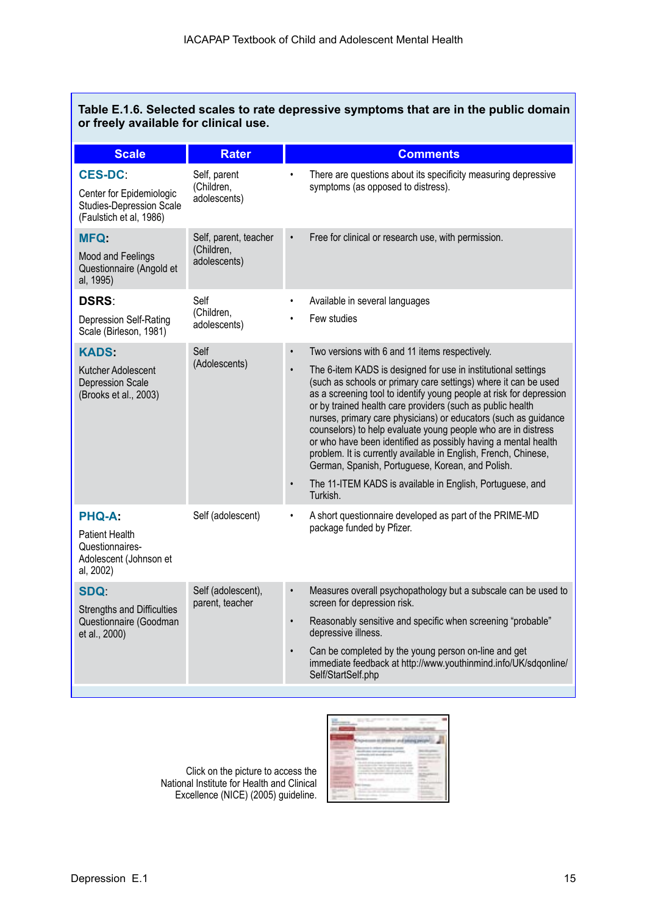**Table E.1.6. Selected scales to rate depressive symptoms that are in the public domain or freely available for clinical use.**

| Scale | Rater | Comments |
|---|---|---|
| **CES-DC**: Center for Epidemiologic Studies-Depression Scale (Faulstich et al, 1986) | Self, parent (Children, adolescents) | • There are questions about its specificity measuring depressive symptoms (as opposed to distress). |
| **MFQ:** Mood and Feelings Questionnaire (Angold et al, 1995) | Self, parent, teacher (Children, adolescents) | • Free for clinical or research use, with permission. |
| **DSRS**: Depression Self-Rating Scale (Birleson, 1981) | Self (Children, adolescents) | • Available in several languages<br>• Few studies |
| **KADS:** Kutcher Adolescent Depression Scale (Brooks et al., 2003) | Self (Adolescents) | • Two versions with 6 and 11 items respectively.<br>• The 6-item KADS is designed for use in institutional settings (such as schools or primary care settings) where it can be used as a screening tool to identify young people at risk for depression or by trained health care providers (such as public health nurses, primary care physicians) or educators (such as guidance counselors) to help evaluate young people who are in distress or who have been identified as possibly having a mental health problem. It is currently available in English, French, Chinese, German, Spanish, Portuguese, Korean, and Polish.<br>• The 11-ITEM KADS is available in English, Portuguese, and Turkish. |
| **PHQ-A:** Patient Health Questionnaires-Adolescent (Johnson et al, 2002) | Self (adolescent) | • A short questionnaire developed as part of the PRIME-MD package funded by Pfizer. |
| **SDQ**: Strengths and Difficulties Questionnaire (Goodman et al., 2000) | Self (adolescent), parent, teacher | • Measures overall psychopathology but a subscale can be used to screen for depression risk.<br>• Reasonably sensitive and specific when screening "probable" depressive illness.<br>• Can be completed by the young person on-line and get immediate feedback at http://www.youthinmind.info/UK/sdqonline/Self/StartSelf.php |

Click on the picture to access the National Institute for Health and Clinical Excellence (NICE) (2005) guideline.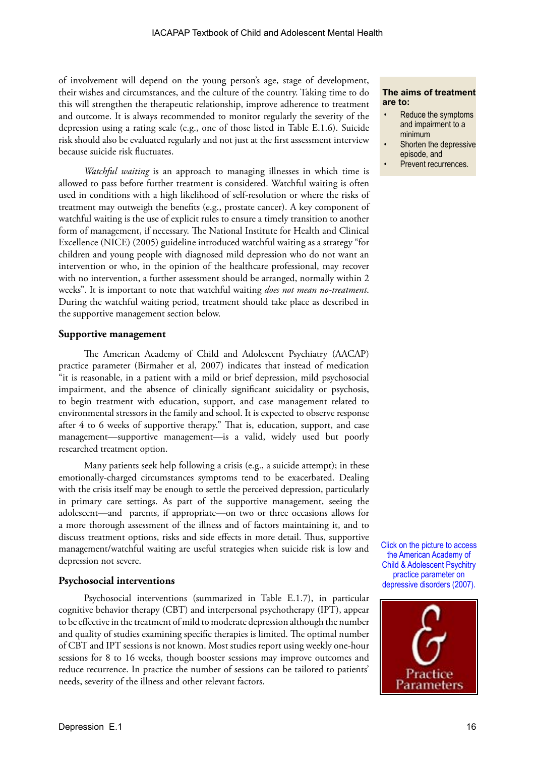of involvement will depend on the young person's age, stage of development, their wishes and circumstances, and the culture of the country. Taking time to do this will strengthen the therapeutic relationship, improve adherence to treatment and outcome. It is always recommended to monitor regularly the severity of the depression using a rating scale (e.g., one of those listed in Table E.1.6). Suicide risk should also be evaluated regularly and not just at the first assessment interview because suicide risk fluctuates.

**The aims of treatment are to:**

- Reduce the symptoms and impairment to a minimum
- Shorten the depressive episode, and
- Prevent recurrences.

*Watchful waiting* is an approach to managing illnesses in which time is allowed to pass before further treatment is considered. Watchful waiting is often used in conditions with a high likelihood of self-resolution or where the risks of treatment may outweigh the benefits (e.g., prostate cancer). A key component of watchful waiting is the use of explicit rules to ensure a timely transition to another form of management, if necessary. The National Institute for Health and Clinical Excellence (NICE) (2005) guideline introduced watchful waiting as a strategy "for children and young people with diagnosed mild depression who do not want an intervention or who, in the opinion of the healthcare professional, may recover with no intervention, a further assessment should be arranged, normally within 2 weeks". It is important to note that watchful waiting *does not mean no-treatment*. During the watchful waiting period, treatment should take place as described in the supportive management section below.

### Supportive management

The American Academy of Child and Adolescent Psychiatry (AACAP) practice parameter (Birmaher et al, 2007) indicates that instead of medication "it is reasonable, in a patient with a mild or brief depression, mild psychosocial impairment, and the absence of clinically significant suicidality or psychosis, to begin treatment with education, support, and case management related to environmental stressors in the family and school. It is expected to observe response after 4 to 6 weeks of supportive therapy." That is, education, support, and case management—supportive management—is a valid, widely used but poorly researched treatment option.

Many patients seek help following a crisis (e.g., a suicide attempt); in these emotionally-charged circumstances symptoms tend to be exacerbated. Dealing with the crisis itself may be enough to settle the perceived depression, particularly in primary care settings. As part of the supportive management, seeing the adolescent—and parents, if appropriate—on two or three occasions allows for a more thorough assessment of the illness and of factors maintaining it, and to discuss treatment options, risks and side effects in more detail. Thus, supportive management/watchful waiting are useful strategies when suicide risk is low and depression not severe.

Click on the picture to access the American Academy of Child & Adolescent Psychitry practice parameter on depressive disorders (2007).

### Psychosocial interventions

Psychosocial interventions (summarized in Table E.1.7), in particular cognitive behavior therapy (CBT) and interpersonal psychotherapy (IPT), appear to be effective in the treatment of mild to moderate depression although the number and quality of studies examining specific therapies is limited. The optimal number of CBT and IPT sessions is not known. Most studies report using weekly one-hour sessions for 8 to 16 weeks, though booster sessions may improve outcomes and reduce recurrence. In practice the number of sessions can be tailored to patients' needs, severity of the illness and other relevant factors.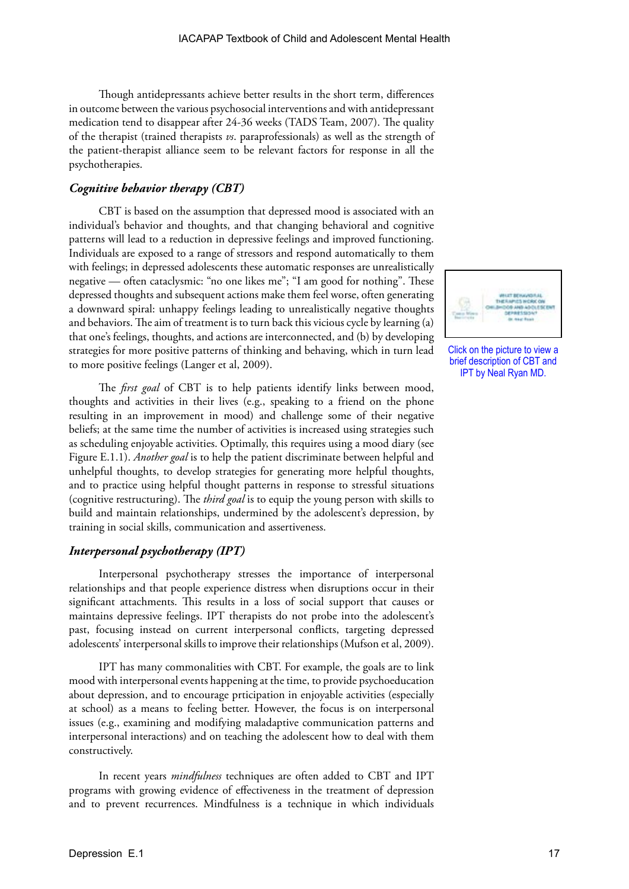Though antidepressants achieve better results in the short term, differences in outcome between the various psychosocial interventions and with antidepressant medication tend to disappear after 24-36 weeks (TADS Team, 2007). The quality of the therapist (trained therapists *vs.* paraprofessionals) as well as the strength of the patient-therapist alliance seem to be relevant factors for response in all the psychotherapies.

### *Cognitive behavior therapy (CBT)*

CBT is based on the assumption that depressed mood is associated with an individual's behavior and thoughts, and that changing behavioral and cognitive patterns will lead to a reduction in depressive feelings and improved functioning. Individuals are exposed to a range of stressors and respond automatically to them with feelings; in depressed adolescents these automatic responses are unrealistically negative — often cataclysmic: "no one likes me"; "I am good for nothing". These depressed thoughts and subsequent actions make them feel worse, often generating a downward spiral: unhappy feelings leading to unrealistically negative thoughts and behaviors. The aim of treatment is to turn back this vicious cycle by learning (a) that one's feelings, thoughts, and actions are interconnected, and (b) by developing strategies for more positive patterns of thinking and behaving, which in turn lead to more positive feelings (Langer et al, 2009).

Click on the picture to view a brief description of CBT and IPT by Neal Ryan MD.

The *first goal* of CBT is to help patients identify links between mood, thoughts and activities in their lives (e.g., speaking to a friend on the phone resulting in an improvement in mood) and challenge some of their negative beliefs; at the same time the number of activities is increased using strategies such as scheduling enjoyable activities. Optimally, this requires using a mood diary (see Figure E.1.1). *Another goal* is to help the patient discriminate between helpful and unhelpful thoughts, to develop strategies for generating more helpful thoughts, and to practice using helpful thought patterns in response to stressful situations (cognitive restructuring). The *third goal* is to equip the young person with skills to build and maintain relationships, undermined by the adolescent's depression, by training in social skills, communication and assertiveness.

### *Interpersonal psychotherapy (IPT)*

Interpersonal psychotherapy stresses the importance of interpersonal relationships and that people experience distress when disruptions occur in their significant attachments. This results in a loss of social support that causes or maintains depressive feelings. IPT therapists do not probe into the adolescent's past, focusing instead on current interpersonal conflicts, targeting depressed adolescents' interpersonal skills to improve their relationships (Mufson et al, 2009).

IPT has many commonalities with CBT. For example, the goals are to link mood with interpersonal events happening at the time, to provide psychoeducation about depression, and to encourage prticipation in enjoyable activities (especially at school) as a means to feeling better. However, the focus is on interpersonal issues (e.g., examining and modifying maladaptive communication patterns and interpersonal interactions) and on teaching the adolescent how to deal with them constructively.

In recent years *mindfulness* techniques are often added to CBT and IPT programs with growing evidence of effectiveness in the treatment of depression and to prevent recurrences. Mindfulness is a technique in which individuals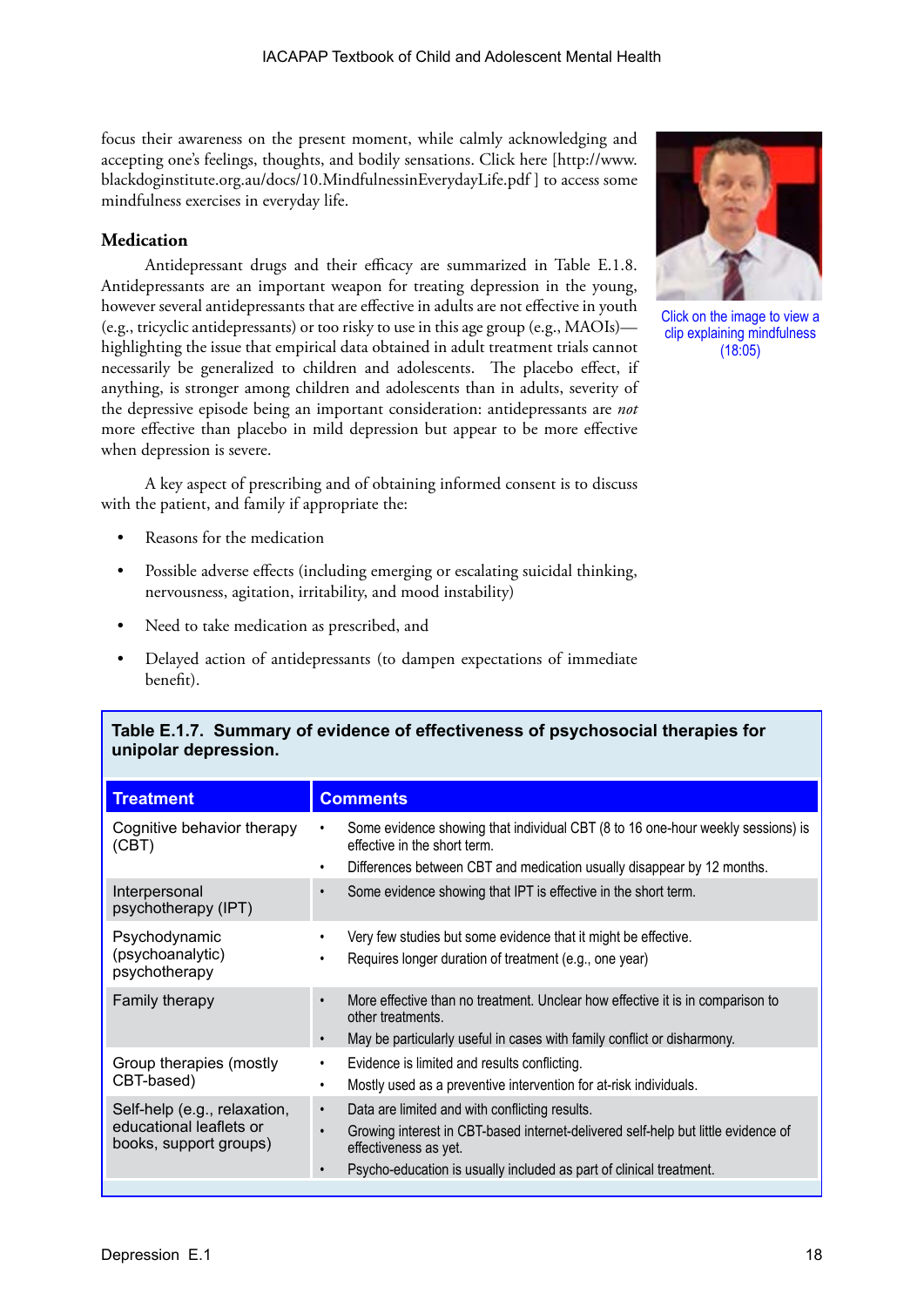focus their awareness on the present moment, while calmly acknowledging and accepting one's feelings, thoughts, and bodily sensations. Click here [http://www.blackdoginstitute.org.au/docs/10.MindfulnessinEverydayLife.pdf ] to access some mindfulness exercises in everyday life.

Click on the image to view a clip explaining mindfulness (18:05)

### Medication

Antidepressant drugs and their efficacy are summarized in Table E.1.8. Antidepressants are an important weapon for treating depression in the young, however several antidepressants that are effective in adults are not effective in youth (e.g., tricyclic antidepressants) or too risky to use in this age group (e.g., MAOIs)—highlighting the issue that empirical data obtained in adult treatment trials cannot necessarily be generalized to children and adolescents. The placebo effect, if anything, is stronger among children and adolescents than in adults, severity of the depressive episode being an important consideration: antidepressants are *not* more effective than placebo in mild depression but appear to be more effective when depression is severe.

A key aspect of prescribing and of obtaining informed consent is to discuss with the patient, and family if appropriate the:

- Reasons for the medication
- Possible adverse effects (including emerging or escalating suicidal thinking, nervousness, agitation, irritability, and mood instability)
- Need to take medication as prescribed, and
- Delayed action of antidepressants (to dampen expectations of immediate benefit).

**Table E.1.7. Summary of evidence of effectiveness of psychosocial therapies for unipolar depression.**

| Treatment | Comments |
|---|---|
| Cognitive behavior therapy (CBT) | • Some evidence showing that individual CBT (8 to 16 one-hour weekly sessions) is effective in the short term.<br>• Differences between CBT and medication usually disappear by 12 months. |
| Interpersonal psychotherapy (IPT) | • Some evidence showing that IPT is effective in the short term. |
| Psychodynamic (psychoanalytic) psychotherapy | • Very few studies but some evidence that it might be effective.<br>• Requires longer duration of treatment (e.g., one year) |
| Family therapy | • More effective than no treatment. Unclear how effective it is in comparison to other treatments.<br>• May be particularly useful in cases with family conflict or disharmony. |
| Group therapies (mostly CBT-based) | • Evidence is limited and results conflicting.<br>• Mostly used as a preventive intervention for at-risk individuals. |
| Self-help (e.g., relaxation, educational leaflets or books, support groups) | • Data are limited and with conflicting results.<br>• Growing interest in CBT-based internet-delivered self-help but little evidence of effectiveness as yet.<br>• Psycho-education is usually included as part of clinical treatment. |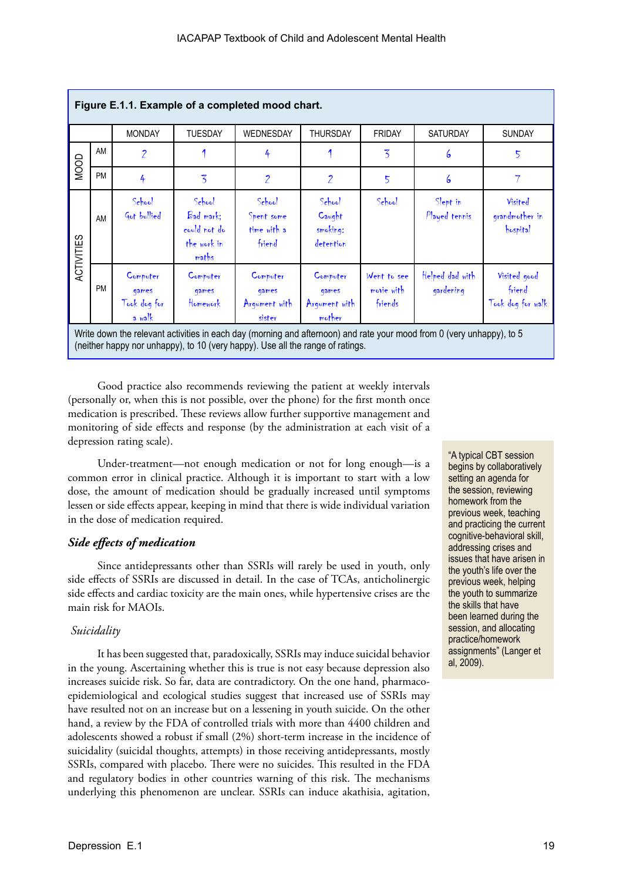**Figure E.1.1. Example of a completed mood chart.**

| | | MONDAY | TUESDAY | WEDNESDAY | THURSDAY | FRIDAY | SATURDAY | SUNDAY |
|---|---|---|---|---|---|---|---|---|
| MOOD | AM | 2 | 1 | 4 | 1 | 3 | 6 | 5 |
| | PM | 4 | 3 | 2 | 2 | 5 | 6 | 7 |
| ACTIVITIES | AM | School Got bullied | School Bad mark; could not do the work in maths | School Spent some time with a friend | School Caught smoking: detention | School | Slept in Played tennis | Visited grandmother in hospital |
| | PM | Computer games Took dog for a walk | Computer games Homework | Computer games Argument with sister | Computer games Argument with mother | Went to see movie with friends | Helped dad with gardening | Visited good friend Took dog for walk |

Write down the relevant activities in each day (morning and afternoon) and rate your mood from 0 (very unhappy), to 5 (neither happy nor unhappy), to 10 (very happy). Use all the range of ratings.

Good practice also recommends reviewing the patient at weekly intervals (personally or, when this is not possible, over the phone) for the first month once medication is prescribed. These reviews allow further supportive management and monitoring of side effects and response (by the administration at each visit of a depression rating scale).

Under-treatment—not enough medication or not for long enough—is a common error in clinical practice. Although it is important to start with a low dose, the amount of medication should be gradually increased until symptoms lessen or side effects appear, keeping in mind that there is wide individual variation in the dose of medication required.

> "A typical CBT session begins by collaboratively setting an agenda for the session, reviewing homework from the previous week, teaching and practicing the current cognitive-behavioral skill, addressing crises and issues that have arisen in the youth's life over the previous week, helping the youth to summarize the skills that have been learned during the session, and allocating practice/homework assignments" (Langer et al, 2009).

### *Side effects of medication*

Since antidepressants other than SSRIs will rarely be used in youth, only side effects of SSRIs are discussed in detail. In the case of TCAs, anticholinergic side effects and cardiac toxicity are the main ones, while hypertensive crises are the main risk for MAOIs.

#### *Suicidality*

It has been suggested that, paradoxically, SSRIs may induce suicidal behavior in the young. Ascertaining whether this is true is not easy because depression also increases suicide risk. So far, data are contradictory. On the one hand, pharmacoepidemiological and ecological studies suggest that increased use of SSRIs may have resulted not on an increase but on a lessening in youth suicide. On the other hand, a review by the FDA of controlled trials with more than 4400 children and adolescents showed a robust if small (2%) short-term increase in the incidence of suicidality (suicidal thoughts, attempts) in those receiving antidepressants, mostly SSRIs, compared with placebo. There were no suicides. This resulted in the FDA and regulatory bodies in other countries warning of this risk. The mechanisms underlying this phenomenon are unclear. SSRIs can induce akathisia, agitation,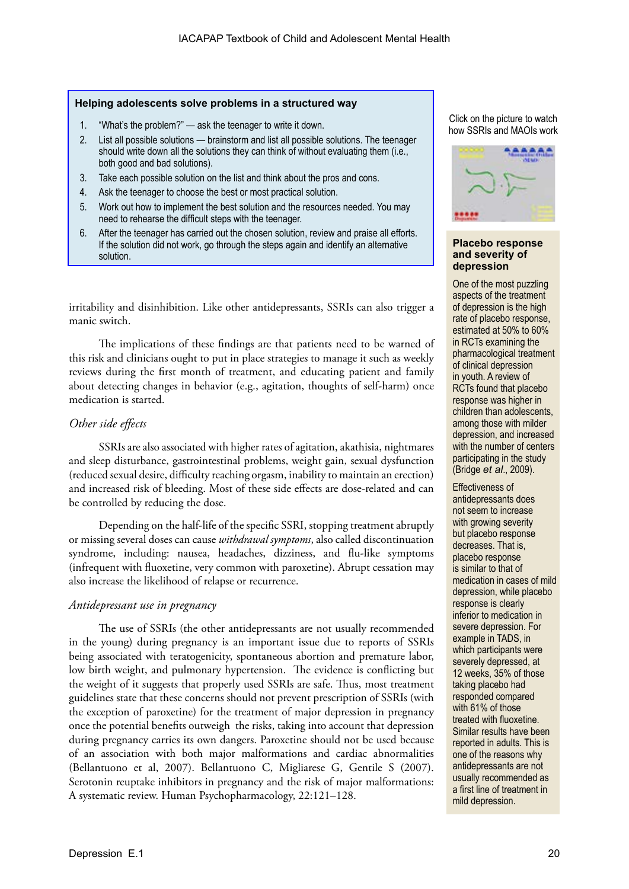**Helping adolescents solve problems in a structured way**

1. "What's the problem?" — ask the teenager to write it down.
2. List all possible solutions — brainstorm and list all possible solutions. The teenager should write down all the solutions they can think of without evaluating them (i.e., both good and bad solutions).
3. Take each possible solution on the list and think about the pros and cons.
4. Ask the teenager to choose the best or most practical solution.
5. Work out how to implement the best solution and the resources needed. You may need to rehearse the difficult steps with the teenager.
6. After the teenager has carried out the chosen solution, review and praise all efforts. If the solution did not work, go through the steps again and identify an alternative solution.

irritability and disinhibition. Like other antidepressants, SSRIs can also trigger a manic switch.

The implications of these findings are that patients need to be warned of this risk and clinicians ought to put in place strategies to manage it such as weekly reviews during the first month of treatment, and educating patient and family about detecting changes in behavior (e.g., agitation, thoughts of self-harm) once medication is started.

*Other side effects*

SSRIs are also associated with higher rates of agitation, akathisia, nightmares and sleep disturbance, gastrointestinal problems, weight gain, sexual dysfunction (reduced sexual desire, difficulty reaching orgasm, inability to maintain an erection) and increased risk of bleeding. Most of these side effects are dose-related and can be controlled by reducing the dose.

Depending on the half-life of the specific SSRI, stopping treatment abruptly or missing several doses can cause *withdrawal symptoms*, also called discontinuation syndrome, including: nausea, headaches, dizziness, and flu-like symptoms (infrequent with fluoxetine, very common with paroxetine). Abrupt cessation may also increase the likelihood of relapse or recurrence.

*Antidepressant use in pregnancy*

The use of SSRIs (the other antidepressants are not usually recommended in the young) during pregnancy is an important issue due to reports of SSRIs being associated with teratogenicity, spontaneous abortion and premature labor, low birth weight, and pulmonary hypertension. The evidence is conflicting but the weight of it suggests that properly used SSRIs are safe. Thus, most treatment guidelines state that these concerns should not prevent prescription of SSRIs (with the exception of paroxetine) for the treatment of major depression in pregnancy once the potential benefits outweigh the risks, taking into account that depression during pregnancy carries its own dangers. Paroxetine should not be used because of an association with both major malformations and cardiac abnormalities (Bellantuono et al, 2007). Bellantuono C, Migliarese G, Gentile S (2007). Serotonin reuptake inhibitors in pregnancy and the risk of major malformations: A systematic review. Human Psychopharmacology, 22:121–128.

Click on the picture to watch how SSRIs and MAOIs work

**Placebo response and severity of depression**

One of the most puzzling aspects of the treatment of depression is the high rate of placebo response, estimated at 50% to 60% in RCTs examining the pharmacological treatment of clinical depression in youth. A review of RCTs found that placebo response was higher in children than adolescents, among those with milder depression, and increased with the number of centers participating in the study (Bridge *et al*., 2009).

Effectiveness of antidepressants does not seem to increase with growing severity but placebo response decreases. That is, placebo response is similar to that of medication in cases of mild depression, while placebo response is clearly inferior to medication in severe depression. For example in TADS, in which participants were severely depressed, at 12 weeks, 35% of those taking placebo had responded compared with 61% of those treated with fluoxetine. Similar results have been reported in adults. This is one of the reasons why antidepressants are not usually recommended as a first line of treatment in mild depression.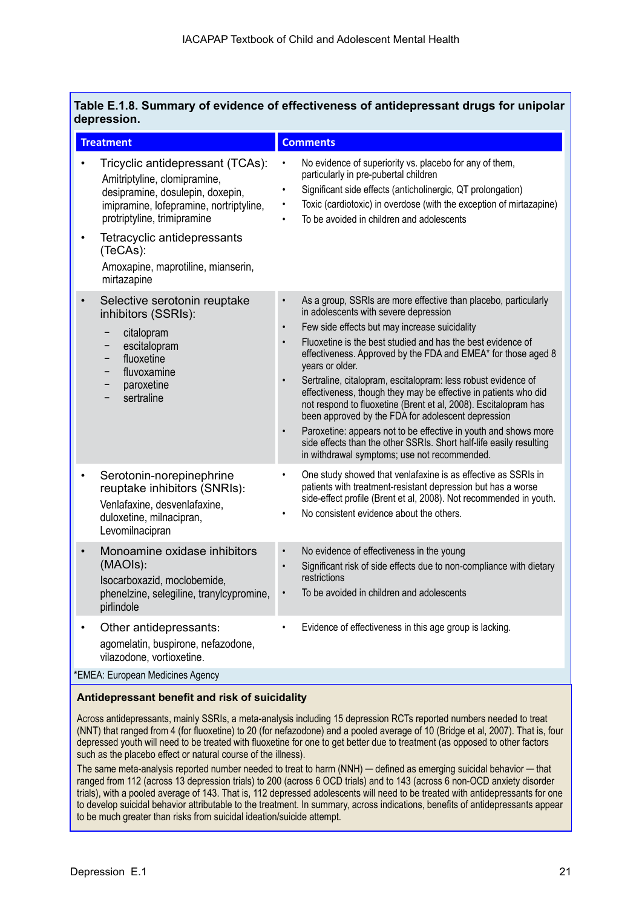**Table E.1.8. Summary of evidence of effectiveness of antidepressant drugs for unipolar depression.**

| Treatment | Comments |
|---|---|
| • Tricyclic antidepressant (TCAs): Amitriptyline, clomipramine, desipramine, dosulepin, doxepin, imipramine, lofepramine, nortriptyline, protriptyline, trimipramine<br>• Tetracyclic antidepressants (TeCAs): Amoxapine, maprotiline, mianserin, mirtazapine | • No evidence of superiority vs. placebo for any of them, particularly in pre-pubertal children<br>• Significant side effects (anticholinergic, QT prolongation)<br>• Toxic (cardiotoxic) in overdose (with the exception of mirtazapine)<br>• To be avoided in children and adolescents |
| • Selective serotonin reuptake inhibitors (SSRIs):<br>− citalopram<br>− escitalopram<br>− fluoxetine<br>− fluvoxamine<br>− paroxetine<br>− sertraline | • As a group, SSRIs are more effective than placebo, particularly in adolescents with severe depression<br>• Few side effects but may increase suicidality<br>• Fluoxetine is the best studied and has the best evidence of effectiveness. Approved by the FDA and EMEA* for those aged 8 years or older.<br>• Sertraline, citalopram, escitalopram: less robust evidence of effectiveness, though they may be effective in patients who did not respond to fluoxetine (Brent et al, 2008). Escitalopram has been approved by the FDA for adolescent depression<br>• Paroxetine: appears not to be effective in youth and shows more side effects than the other SSRIs. Short half-life easily resulting in withdrawal symptoms; use not recommended. |
| • Serotonin-norepinephrine reuptake inhibitors (SNRIs): Venlafaxine, desvenlafaxine, duloxetine, milnacipran, Levomilnacipran | • One study showed that venlafaxine is as effective as SSRIs in patients with treatment-resistant depression but has a worse side-effect profile (Brent et al, 2008). Not recommended in youth.<br>• No consistent evidence about the others. |
| • Monoamine oxidase inhibitors (MAOIs): Isocarboxazid, moclobemide, phenelzine, selegiline, tranylcypromine, pirlindole | • No evidence of effectiveness in the young<br>• Significant risk of side effects due to non-compliance with dietary restrictions<br>• To be avoided in children and adolescents |
| • Other antidepressants: agomelatin, buspirone, nefazodone, vilazodone, vortioxetine. | • Evidence of effectiveness in this age group is lacking. |

*EMEA: European Medicines Agency

**Antidepressant benefit and risk of suicidality**

Across antidepressants, mainly SSRIs, a meta-analysis including 15 depression RCTs reported numbers needed to treat (NNT) that ranged from 4 (for fluoxetine) to 20 (for nefazodone) and a pooled average of 10 (Bridge et al, 2007). That is, four depressed youth will need to be treated with fluoxetine for one to get better due to treatment (as opposed to other factors such as the placebo effect or natural course of the illness).

The same meta-analysis reported number needed to treat to harm (NNH) — defined as emerging suicidal behavior — that ranged from 112 (across 13 depression trials) to 200 (across 6 OCD trials) and to 143 (across 6 non-OCD anxiety disorder trials), with a pooled average of 143. That is, 112 depressed adolescents will need to be treated with antidepressants for one to develop suicidal behavior attributable to the treatment. In summary, across indications, benefits of antidepressants appear to be much greater than risks from suicidal ideation/suicide attempt.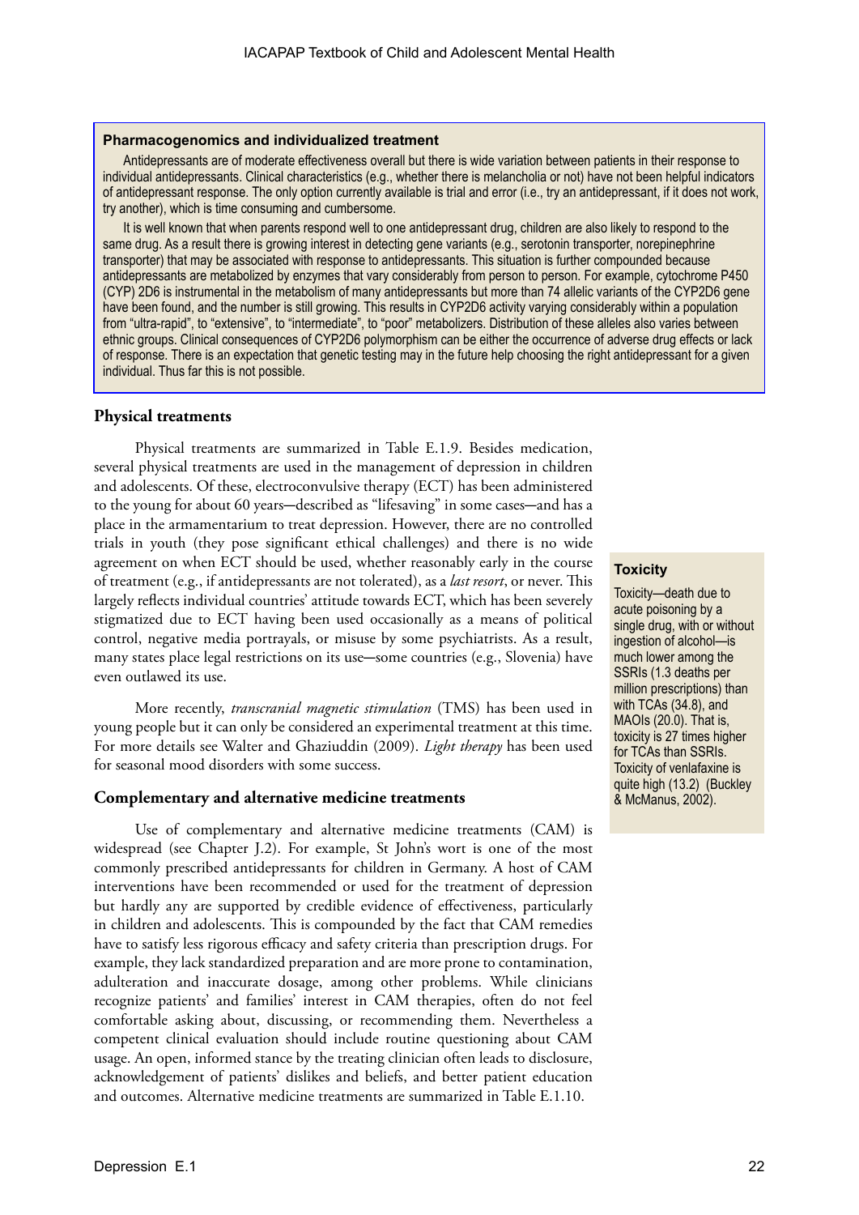### Pharmacogenomics and individualized treatment

Antidepressants are of moderate effectiveness overall but there is wide variation between patients in their response to individual antidepressants. Clinical characteristics (e.g., whether there is melancholia or not) have not been helpful indicators of antidepressant response. The only option currently available is trial and error (i.e., try an antidepressant, if it does not work, try another), which is time consuming and cumbersome.

It is well known that when parents respond well to one antidepressant drug, children are also likely to respond to the same drug. As a result there is growing interest in detecting gene variants (e.g., serotonin transporter, norepinephrine transporter) that may be associated with response to antidepressants. This situation is further compounded because antidepressants are metabolized by enzymes that vary considerably from person to person. For example, cytochrome P450 (CYP) 2D6 is instrumental in the metabolism of many antidepressants but more than 74 allelic variants of the CYP2D6 gene have been found, and the number is still growing. This results in CYP2D6 activity varying considerably within a population from "ultra-rapid", to "extensive", to "intermediate", to "poor" metabolizers. Distribution of these alleles also varies between ethnic groups. Clinical consequences of CYP2D6 polymorphism can be either the occurrence of adverse drug effects or lack of response. There is an expectation that genetic testing may in the future help choosing the right antidepressant for a given individual. Thus far this is not possible.

## Physical treatments

Physical treatments are summarized in Table E.1.9. Besides medication, several physical treatments are used in the management of depression in children and adolescents. Of these, electroconvulsive therapy (ECT) has been administered to the young for about 60 years—described as "lifesaving" in some cases—and has a place in the armamentarium to treat depression. However, there are no controlled trials in youth (they pose significant ethical challenges) and there is no wide agreement on when ECT should be used, whether reasonably early in the course of treatment (e.g., if antidepressants are not tolerated), as a *last resort*, or never. This largely reflects individual countries' attitude towards ECT, which has been severely stigmatized due to ECT having been used occasionally as a means of political control, negative media portrayals, or misuse by some psychiatrists. As a result, many states place legal restrictions on its use—some countries (e.g., Slovenia) have even outlawed its use.

More recently, *transcranial magnetic stimulation* (TMS) has been used in young people but it can only be considered an experimental treatment at this time. For more details see Walter and Ghaziuddin (2009). *Light therapy* has been used for seasonal mood disorders with some success.

### Toxicity

Toxicity—death due to acute poisoning by a single drug, with or without ingestion of alcohol—is much lower among the SSRIs (1.3 deaths per million prescriptions) than with TCAs (34.8), and MAOIs (20.0). That is, toxicity is 27 times higher for TCAs than SSRIs. Toxicity of venlafaxine is quite high (13.2) (Buckley & McManus, 2002).

## Complementary and alternative medicine treatments

Use of complementary and alternative medicine treatments (CAM) is widespread (see Chapter J.2). For example, St John's wort is one of the most commonly prescribed antidepressants for children in Germany. A host of CAM interventions have been recommended or used for the treatment of depression but hardly any are supported by credible evidence of effectiveness, particularly in children and adolescents. This is compounded by the fact that CAM remedies have to satisfy less rigorous efficacy and safety criteria than prescription drugs. For example, they lack standardized preparation and are more prone to contamination, adulteration and inaccurate dosage, among other problems. While clinicians recognize patients' and families' interest in CAM therapies, often do not feel comfortable asking about, discussing, or recommending them. Nevertheless a competent clinical evaluation should include routine questioning about CAM usage. An open, informed stance by the treating clinician often leads to disclosure, acknowledgement of patients' dislikes and beliefs, and better patient education and outcomes. Alternative medicine treatments are summarized in Table E.1.10.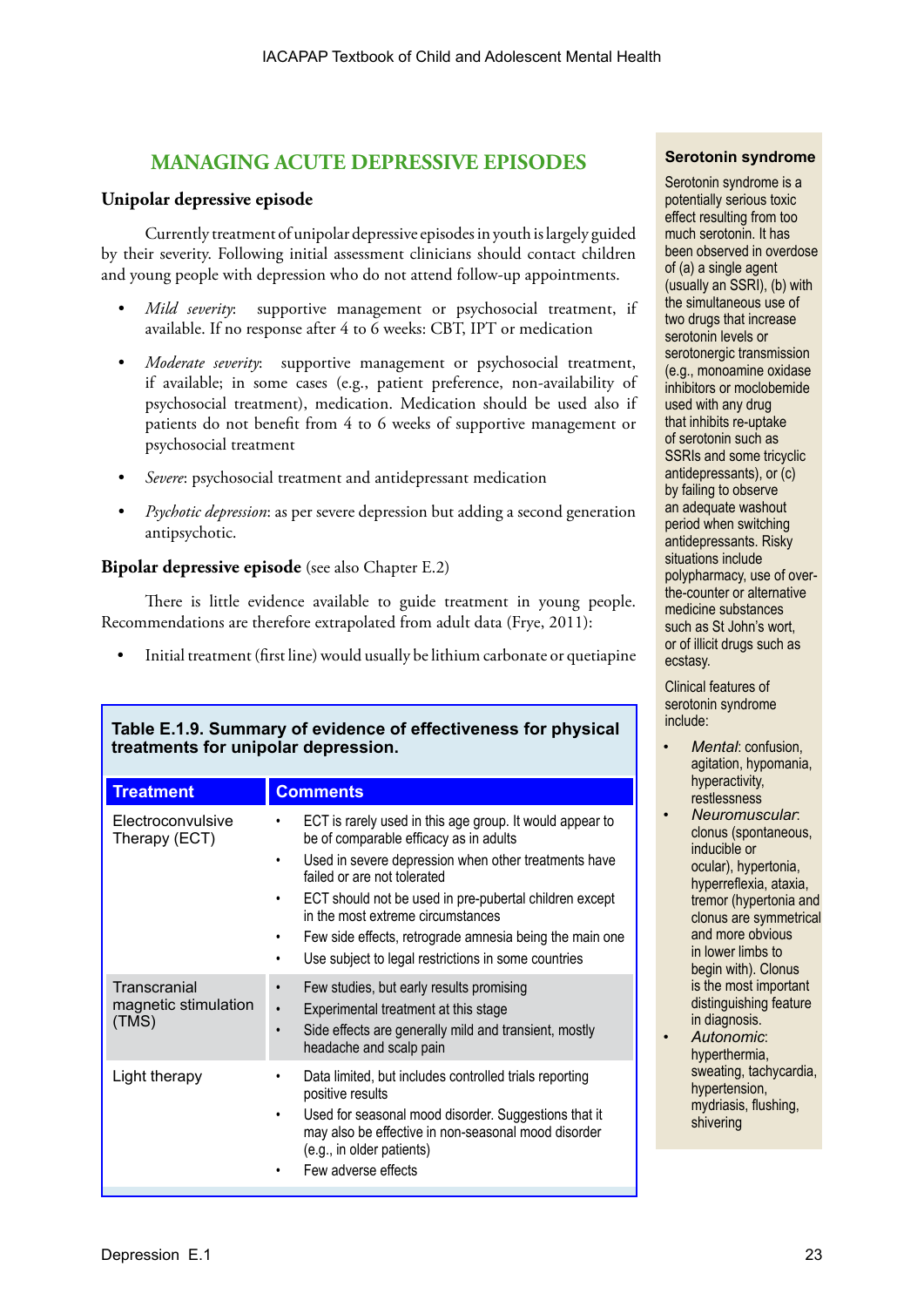## MANAGING ACUTE DEPRESSIVE EPISODES

### Unipolar depressive episode

Currently treatment of unipolar depressive episodes in youth is largely guided by their severity. Following initial assessment clinicians should contact children and young people with depression who do not attend follow-up appointments.

- *Mild severity*: supportive management or psychosocial treatment, if available. If no response after 4 to 6 weeks: CBT, IPT or medication
- *Moderate severity*: supportive management or psychosocial treatment, if available; in some cases (e.g., patient preference, non-availability of psychosocial treatment), medication. Medication should be used also if patients do not benefit from 4 to 6 weeks of supportive management or psychosocial treatment
- *Severe*: psychosocial treatment and antidepressant medication
- *Psychotic depression*: as per severe depression but adding a second generation antipsychotic.

### Bipolar depressive episode (see also Chapter E.2)

There is little evidence available to guide treatment in young people. Recommendations are therefore extrapolated from adult data (Frye, 2011):

- Initial treatment (first line) would usually be lithium carbonate or quetiapine

**Table E.1.9. Summary of evidence of effectiveness for physical treatments for unipolar depression.**

| Treatment | Comments |
|---|---|
| Electroconvulsive Therapy (ECT) | • ECT is rarely used in this age group. It would appear to be of comparable efficacy as in adults<br>• Used in severe depression when other treatments have failed or are not tolerated<br>• ECT should not be used in pre-pubertal children except in the most extreme circumstances<br>• Few side effects, retrograde amnesia being the main one<br>• Use subject to legal restrictions in some countries |
| Transcranial magnetic stimulation (TMS) | • Few studies, but early results promising<br>• Experimental treatment at this stage<br>• Side effects are generally mild and transient, mostly headache and scalp pain |
| Light therapy | • Data limited, but includes controlled trials reporting positive results<br>• Used for seasonal mood disorder. Suggestions that it may also be effective in non-seasonal mood disorder (e.g., in older patients)<br>• Few adverse effects |

**Serotonin syndrome**

Serotonin syndrome is a potentially serious toxic effect resulting from too much serotonin. It has been observed in overdose of (a) a single agent (usually an SSRI), (b) with the simultaneous use of two drugs that increase serotonin levels or serotonergic transmission (e.g., monoamine oxidase inhibitors or moclobemide used with any drug that inhibits re-uptake of serotonin such as SSRIs and some tricyclic antidepressants), or (c) by failing to observe an adequate washout period when switching antidepressants. Risky situations include polypharmacy, use of over-the-counter or alternative medicine substances such as St John's wort, or of illicit drugs such as ecstasy.

Clinical features of serotonin syndrome include:

- *Mental*: confusion, agitation, hypomania, hyperactivity, restlessness
- *Neuromuscular*: clonus (spontaneous, inducible or ocular), hypertonia, hyperreflexia, ataxia, tremor (hypertonia and clonus are symmetrical and more obvious in lower limbs to begin with). Clonus is the most important distinguishing feature in diagnosis.
- *Autonomic*: hyperthermia, sweating, tachycardia, hypertension, mydriasis, flushing, shivering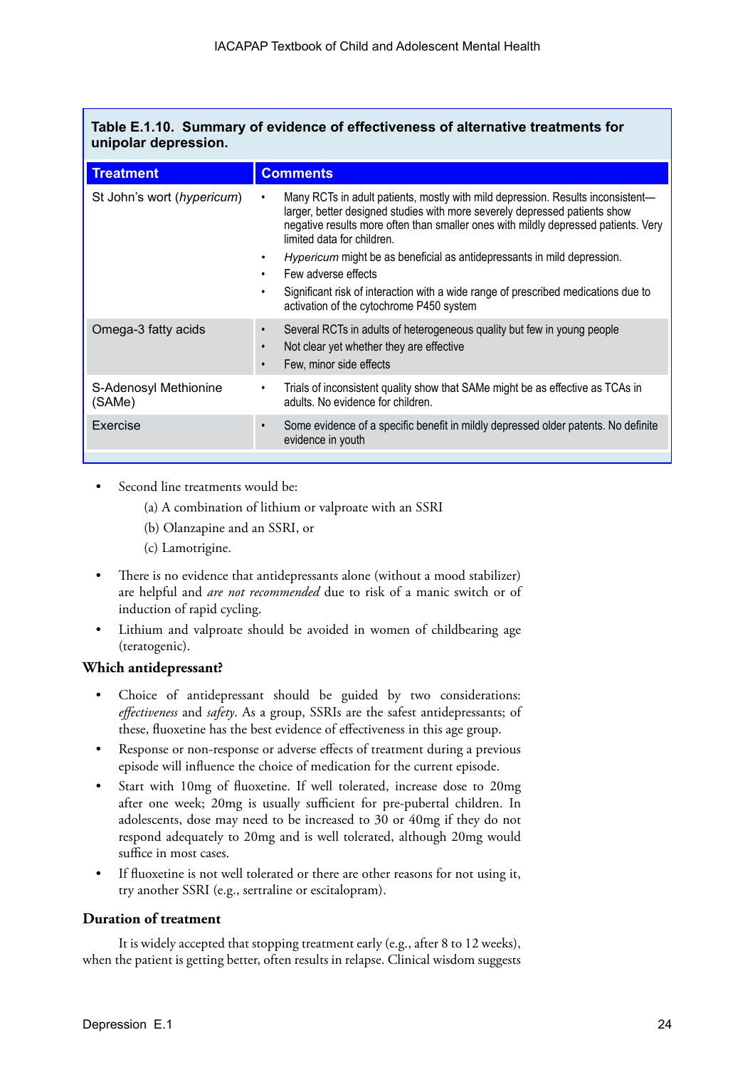**Table E.1.10. Summary of evidence of effectiveness of alternative treatments for unipolar depression.**

| Treatment | Comments |
|---|---|
| St John's wort (*hypericum*) | • Many RCTs in adult patients, mostly with mild depression. Results inconsistent—larger, better designed studies with more severely depressed patients show negative results more often than smaller ones with mildly depressed patients. Very limited data for children. <br> • *Hypericum* might be as beneficial as antidepressants in mild depression. <br> • Few adverse effects <br> • Significant risk of interaction with a wide range of prescribed medications due to activation of the cytochrome P450 system |
| Omega-3 fatty acids | • Several RCTs in adults of heterogeneous quality but few in young people <br> • Not clear yet whether they are effective <br> • Few, minor side effects |
| S-Adenosyl Methionine (SAMe) | • Trials of inconsistent quality show that SAMe might be as effective as TCAs in adults. No evidence for children. |
| Exercise | • Some evidence of a specific benefit in mildly depressed older patents. No definite evidence in youth |

- Second line treatments would be:
  - (a) A combination of lithium or valproate with an SSRI
  - (b) Olanzapine and an SSRI, or
  - (c) Lamotrigine.
- There is no evidence that antidepressants alone (without a mood stabilizer) are helpful and *are not recommended* due to risk of a manic switch or of induction of rapid cycling.
- Lithium and valproate should be avoided in women of childbearing age (teratogenic).

### Which antidepressant?

- Choice of antidepressant should be guided by two considerations: *effectiveness* and *safety*. As a group, SSRIs are the safest antidepressants; of these, fluoxetine has the best evidence of effectiveness in this age group.
- Response or non-response or adverse effects of treatment during a previous episode will influence the choice of medication for the current episode.
- Start with 10mg of fluoxetine. If well tolerated, increase dose to 20mg after one week; 20mg is usually sufficient for pre-pubertal children. In adolescents, dose may need to be increased to 30 or 40mg if they do not respond adequately to 20mg and is well tolerated, although 20mg would suffice in most cases.
- If fluoxetine is not well tolerated or there are other reasons for not using it, try another SSRI (e.g., sertraline or escitalopram).

### Duration of treatment

It is widely accepted that stopping treatment early (e.g., after 8 to 12 weeks), when the patient is getting better, often results in relapse. Clinical wisdom suggests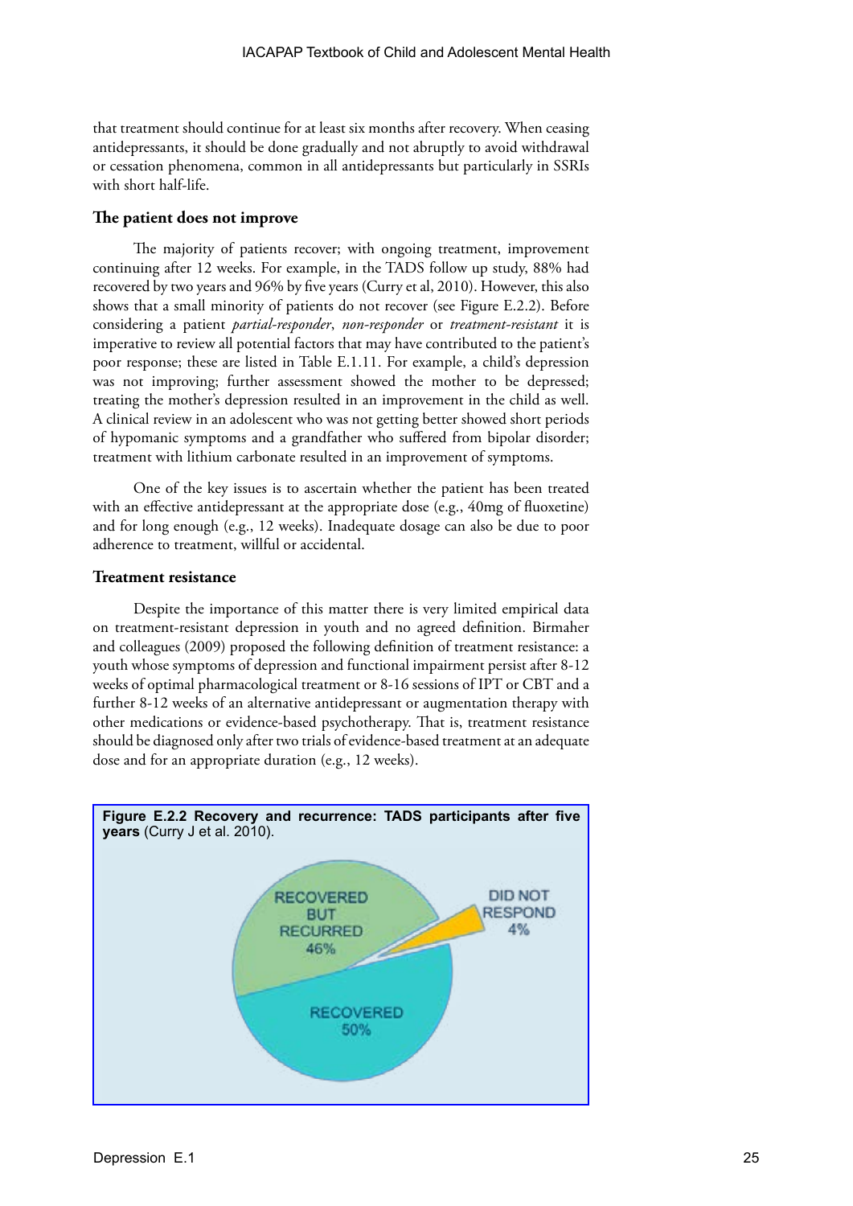that treatment should continue for at least six months after recovery. When ceasing antidepressants, it should be done gradually and not abruptly to avoid withdrawal or cessation phenomena, common in all antidepressants but particularly in SSRIs with short half-life.

### The patient does not improve

The majority of patients recover; with ongoing treatment, improvement continuing after 12 weeks. For example, in the TADS follow up study, 88% had recovered by two years and 96% by five years (Curry et al, 2010). However, this also shows that a small minority of patients do not recover (see Figure E.2.2). Before considering a patient *partial-responder*, *non-responder* or *treatment-resistant* it is imperative to review all potential factors that may have contributed to the patient's poor response; these are listed in Table E.1.11. For example, a child's depression was not improving; further assessment showed the mother to be depressed; treating the mother's depression resulted in an improvement in the child as well. A clinical review in an adolescent who was not getting better showed short periods of hypomanic symptoms and a grandfather who suffered from bipolar disorder; treatment with lithium carbonate resulted in an improvement of symptoms.

One of the key issues is to ascertain whether the patient has been treated with an effective antidepressant at the appropriate dose (e.g., 40mg of fluoxetine) and for long enough (e.g., 12 weeks). Inadequate dosage can also be due to poor adherence to treatment, willful or accidental.

### Treatment resistance

Despite the importance of this matter there is very limited empirical data on treatment-resistant depression in youth and no agreed definition. Birmaher and colleagues (2009) proposed the following definition of treatment resistance: a youth whose symptoms of depression and functional impairment persist after 8-12 weeks of optimal pharmacological treatment or 8-16 sessions of IPT or CBT and a further 8-12 weeks of an alternative antidepressant or augmentation therapy with other medications or evidence-based psychotherapy. That is, treatment resistance should be diagnosed only after two trials of evidence-based treatment at an adequate dose and for an appropriate duration (e.g., 12 weeks).

**Figure E.2.2 Recovery and recurrence: TADS participants after five years** (Curry J et al. 2010).

RECOVERED BUT RECURRED 46%

DID NOT RESPOND 4%

RECOVERED 50%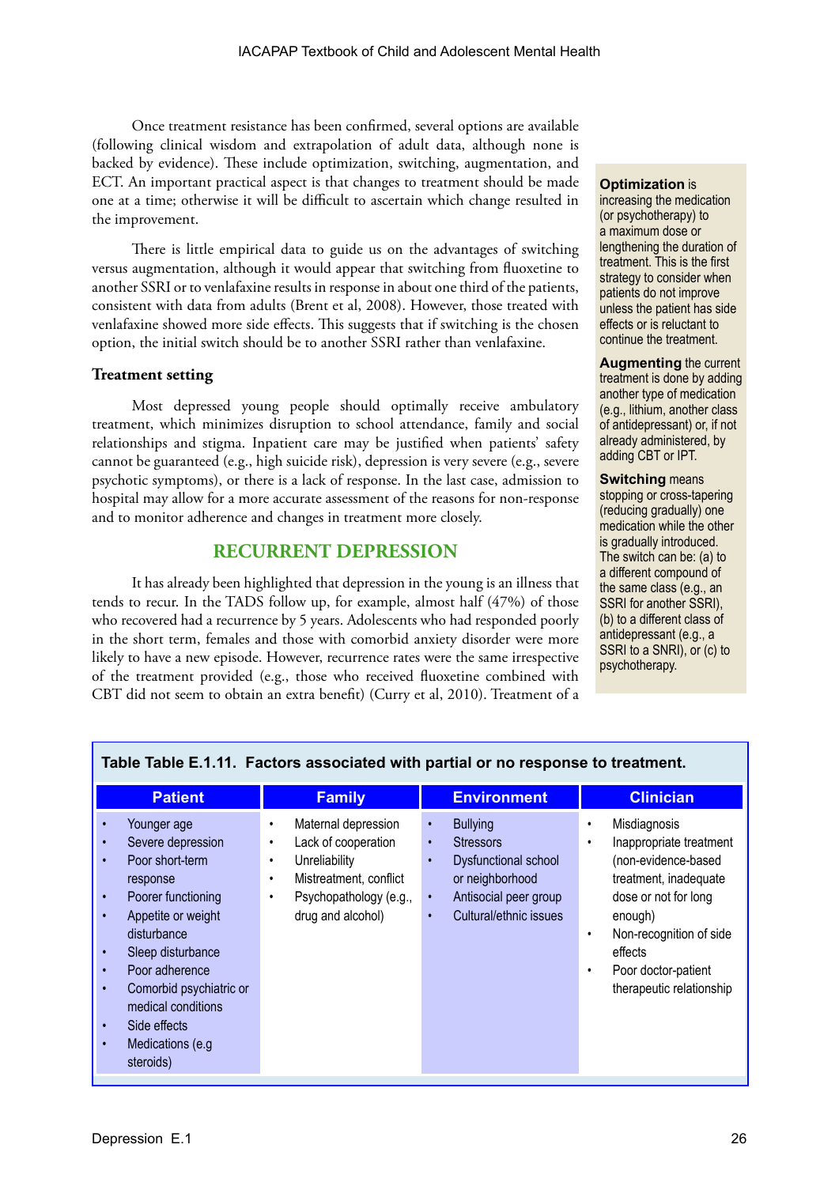Once treatment resistance has been confirmed, several options are available (following clinical wisdom and extrapolation of adult data, although none is backed by evidence). These include optimization, switching, augmentation, and ECT. An important practical aspect is that changes to treatment should be made one at a time; otherwise it will be difficult to ascertain which change resulted in the improvement.

There is little empirical data to guide us on the advantages of switching versus augmentation, although it would appear that switching from fluoxetine to another SSRI or to venlafaxine results in response in about one third of the patients, consistent with data from adults (Brent et al, 2008). However, those treated with venlafaxine showed more side effects. This suggests that if switching is the chosen option, the initial switch should be to another SSRI rather than venlafaxine.

**Optimization** is increasing the medication (or psychotherapy) to a maximum dose or lengthening the duration of treatment. This is the first strategy to consider when patients do not improve unless the patient has side effects or is reluctant to continue the treatment.

**Augmenting** the current treatment is done by adding another type of medication (e.g., lithium, another class of antidepressant) or, if not already administered, by adding CBT or IPT.

**Switching** means stopping or cross-tapering (reducing gradually) one medication while the other is gradually introduced. The switch can be: (a) to a different compound of the same class (e.g., an SSRI for another SSRI), (b) to a different class of antidepressant (e.g., a SSRI to a SNRI), or (c) to psychotherapy.

### Treatment setting

Most depressed young people should optimally receive ambulatory treatment, which minimizes disruption to school attendance, family and social relationships and stigma. Inpatient care may be justified when patients' safety cannot be guaranteed (e.g., high suicide risk), depression is very severe (e.g., severe psychotic symptoms), or there is a lack of response. In the last case, admission to hospital may allow for a more accurate assessment of the reasons for non-response and to monitor adherence and changes in treatment more closely.

## RECURRENT DEPRESSION

It has already been highlighted that depression in the young is an illness that tends to recur. In the TADS follow up, for example, almost half (47%) of those who recovered had a recurrence by 5 years. Adolescents who had responded poorly in the short term, females and those with comorbid anxiety disorder were more likely to have a new episode. However, recurrence rates were the same irrespective of the treatment provided (e.g., those who received fluoxetine combined with CBT did not seem to obtain an extra benefit) (Curry et al, 2010). Treatment of a

**Table Table E.1.11. Factors associated with partial or no response to treatment.**

| Patient | Family | Environment | Clinician |
|---|---|---|---|
| • Younger age<br>• Severe depression<br>• Poor short-term response<br>• Poorer functioning<br>• Appetite or weight disturbance<br>• Sleep disturbance<br>• Poor adherence<br>• Comorbid psychiatric or medical conditions<br>• Side effects<br>• Medications (e.g steroids) | • Maternal depression<br>• Lack of cooperation<br>• Unreliability<br>• Mistreatment, conflict<br>• Psychopathology (e.g., drug and alcohol) | • Bullying<br>• Stressors<br>• Dysfunctional school or neighborhood<br>• Antisocial peer group<br>• Cultural/ethnic issues | • Misdiagnosis<br>• Inappropriate treatment (non-evidence-based treatment, inadequate dose or not for long enough)<br>• Non-recognition of side effects<br>• Poor doctor-patient therapeutic relationship |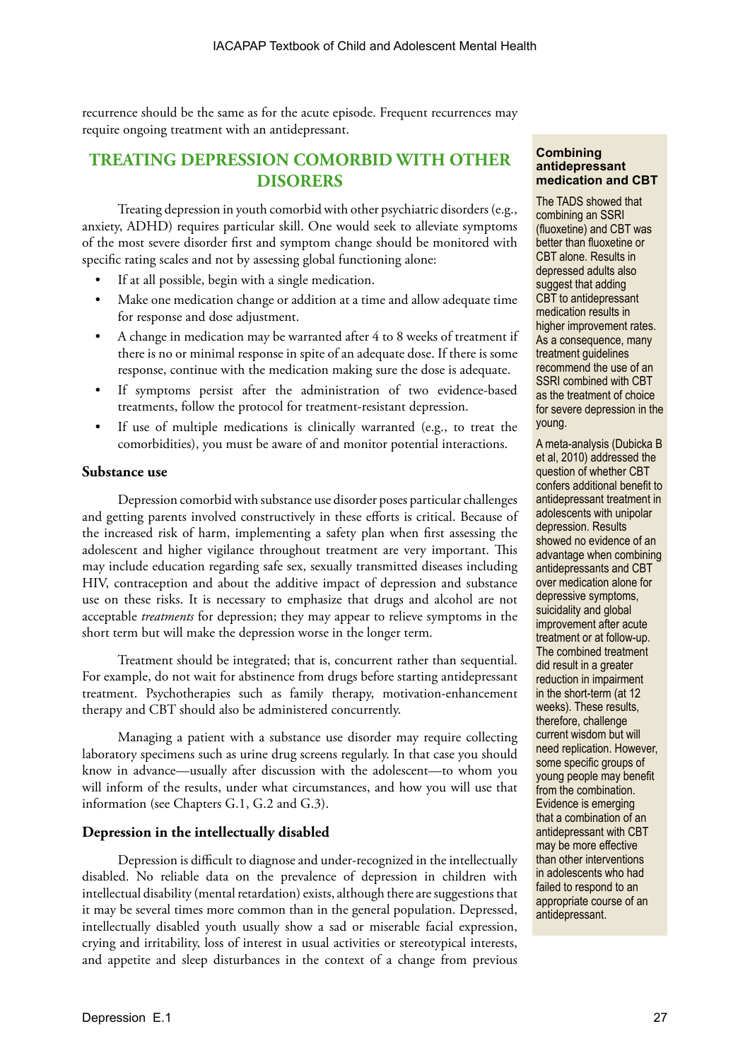recurrence should be the same as for the acute episode. Frequent recurrences may require ongoing treatment with an antidepressant.

## TREATING DEPRESSION COMORBID WITH OTHER DISORERS

Treating depression in youth comorbid with other psychiatric disorders (e.g., anxiety, ADHD) requires particular skill. One would seek to alleviate symptoms of the most severe disorder first and symptom change should be monitored with specific rating scales and not by assessing global functioning alone:

- If at all possible, begin with a single medication.
- Make one medication change or addition at a time and allow adequate time for response and dose adjustment.
- A change in medication may be warranted after 4 to 8 weeks of treatment if there is no or minimal response in spite of an adequate dose. If there is some response, continue with the medication making sure the dose is adequate.
- If symptoms persist after the administration of two evidence-based treatments, follow the protocol for treatment-resistant depression.
- If use of multiple medications is clinically warranted (e.g., to treat the comorbidities), you must be aware of and monitor potential interactions.

### Substance use

Depression comorbid with substance use disorder poses particular challenges and getting parents involved constructively in these efforts is critical. Because of the increased risk of harm, implementing a safety plan when first assessing the adolescent and higher vigilance throughout treatment are very important. This may include education regarding safe sex, sexually transmitted diseases including HIV, contraception and about the additive impact of depression and substance use on these risks. It is necessary to emphasize that drugs and alcohol are not acceptable *treatments* for depression; they may appear to relieve symptoms in the short term but will make the depression worse in the longer term.

Treatment should be integrated; that is, concurrent rather than sequential. For example, do not wait for abstinence from drugs before starting antidepressant treatment. Psychotherapies such as family therapy, motivation-enhancement therapy and CBT should also be administered concurrently.

Managing a patient with a substance use disorder may require collecting laboratory specimens such as urine drug screens regularly. In that case you should know in advance—usually after discussion with the adolescent—to whom you will inform of the results, under what circumstances, and how you will use that information (see Chapters G.1, G.2 and G.3).

### Depression in the intellectually disabled

Depression is difficult to diagnose and under-recognized in the intellectually disabled. No reliable data on the prevalence of depression in children with intellectual disability (mental retardation) exists, although there are suggestions that it may be several times more common than in the general population. Depressed, intellectually disabled youth usually show a sad or miserable facial expression, crying and irritability, loss of interest in usual activities or stereotypical interests, and appetite and sleep disturbances in the context of a change from previous

**Combining antidepressant medication and CBT**

The TADS showed that combining an SSRI (fluoxetine) and CBT was better than fluoxetine or CBT alone. Results in depressed adults also suggest that adding CBT to antidepressant medication results in higher improvement rates. As a consequence, many treatment guidelines recommend the use of an SSRI combined with CBT as the treatment of choice for severe depression in the young.

A meta-analysis (Dubicka B et al, 2010) addressed the question of whether CBT confers additional benefit to antidepressant treatment in adolescents with unipolar depression. Results showed no evidence of an advantage when combining antidepressants and CBT over medication alone for depressive symptoms, suicidality and global improvement after acute treatment or at follow-up. The combined treatment did result in a greater reduction in impairment in the short-term (at 12 weeks). These results, therefore, challenge current wisdom but will need replication. However, some specific groups of young people may benefit from the combination. Evidence is emerging that a combination of an antidepressant with CBT may be more effective than other interventions in adolescents who had failed to respond to an appropriate course of an antidepressant.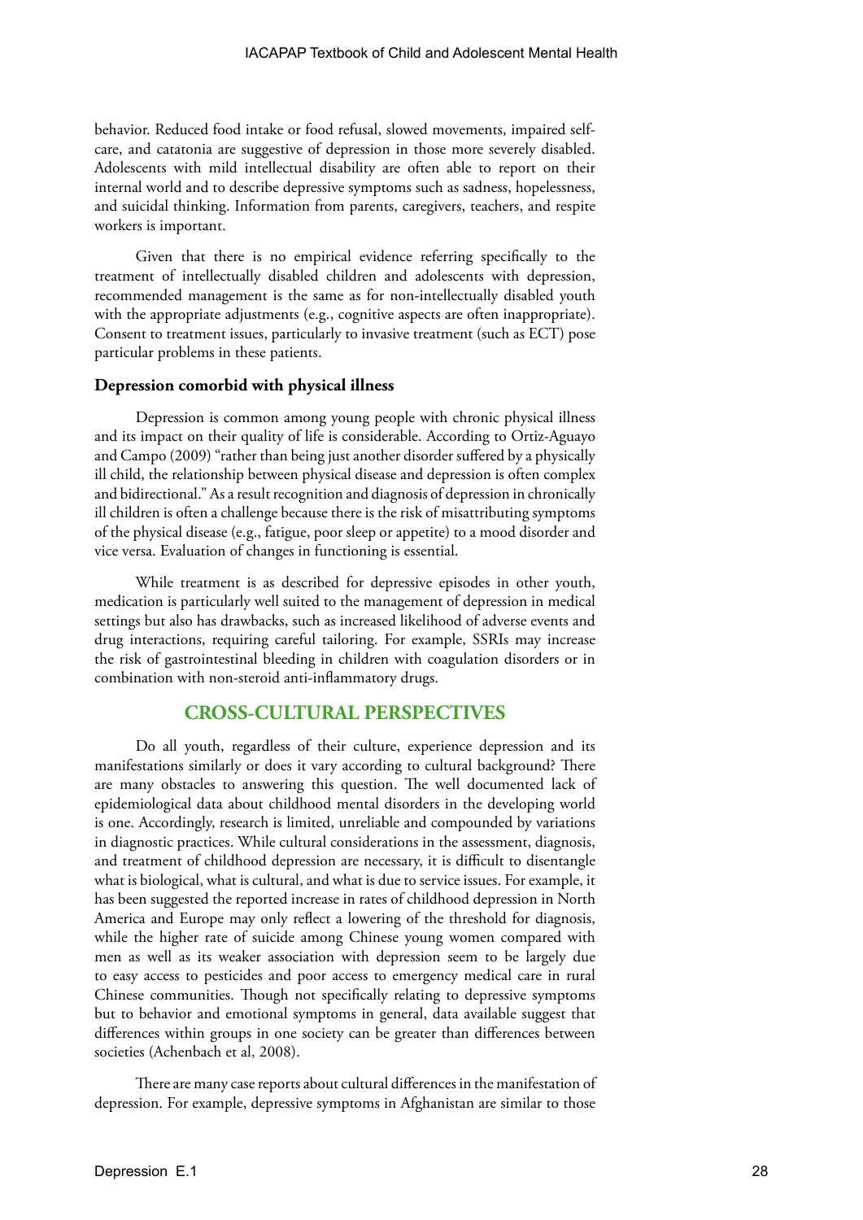behavior. Reduced food intake or food refusal, slowed movements, impaired self-care, and catatonia are suggestive of depression in those more severely disabled. Adolescents with mild intellectual disability are often able to report on their internal world and to describe depressive symptoms such as sadness, hopelessness, and suicidal thinking. Information from parents, caregivers, teachers, and respite workers is important.

Given that there is no empirical evidence referring specifically to the treatment of intellectually disabled children and adolescents with depression, recommended management is the same as for non-intellectually disabled youth with the appropriate adjustments (e.g., cognitive aspects are often inappropriate). Consent to treatment issues, particularly to invasive treatment (such as ECT) pose particular problems in these patients.

### Depression comorbid with physical illness

Depression is common among young people with chronic physical illness and its impact on their quality of life is considerable. According to Ortiz-Aguayo and Campo (2009) "rather than being just another disorder suffered by a physically ill child, the relationship between physical disease and depression is often complex and bidirectional." As a result recognition and diagnosis of depression in chronically ill children is often a challenge because there is the risk of misattributing symptoms of the physical disease (e.g., fatigue, poor sleep or appetite) to a mood disorder and vice versa. Evaluation of changes in functioning is essential.

While treatment is as described for depressive episodes in other youth, medication is particularly well suited to the management of depression in medical settings but also has drawbacks, such as increased likelihood of adverse events and drug interactions, requiring careful tailoring. For example, SSRIs may increase the risk of gastrointestinal bleeding in children with coagulation disorders or in combination with non-steroid anti-inflammatory drugs.

## CROSS-CULTURAL PERSPECTIVES

Do all youth, regardless of their culture, experience depression and its manifestations similarly or does it vary according to cultural background? There are many obstacles to answering this question. The well documented lack of epidemiological data about childhood mental disorders in the developing world is one. Accordingly, research is limited, unreliable and compounded by variations in diagnostic practices. While cultural considerations in the assessment, diagnosis, and treatment of childhood depression are necessary, it is difficult to disentangle what is biological, what is cultural, and what is due to service issues. For example, it has been suggested the reported increase in rates of childhood depression in North America and Europe may only reflect a lowering of the threshold for diagnosis, while the higher rate of suicide among Chinese young women compared with men as well as its weaker association with depression seem to be largely due to easy access to pesticides and poor access to emergency medical care in rural Chinese communities. Though not specifically relating to depressive symptoms but to behavior and emotional symptoms in general, data available suggest that differences within groups in one society can be greater than differences between societies (Achenbach et al, 2008).

There are many case reports about cultural differences in the manifestation of depression. For example, depressive symptoms in Afghanistan are similar to those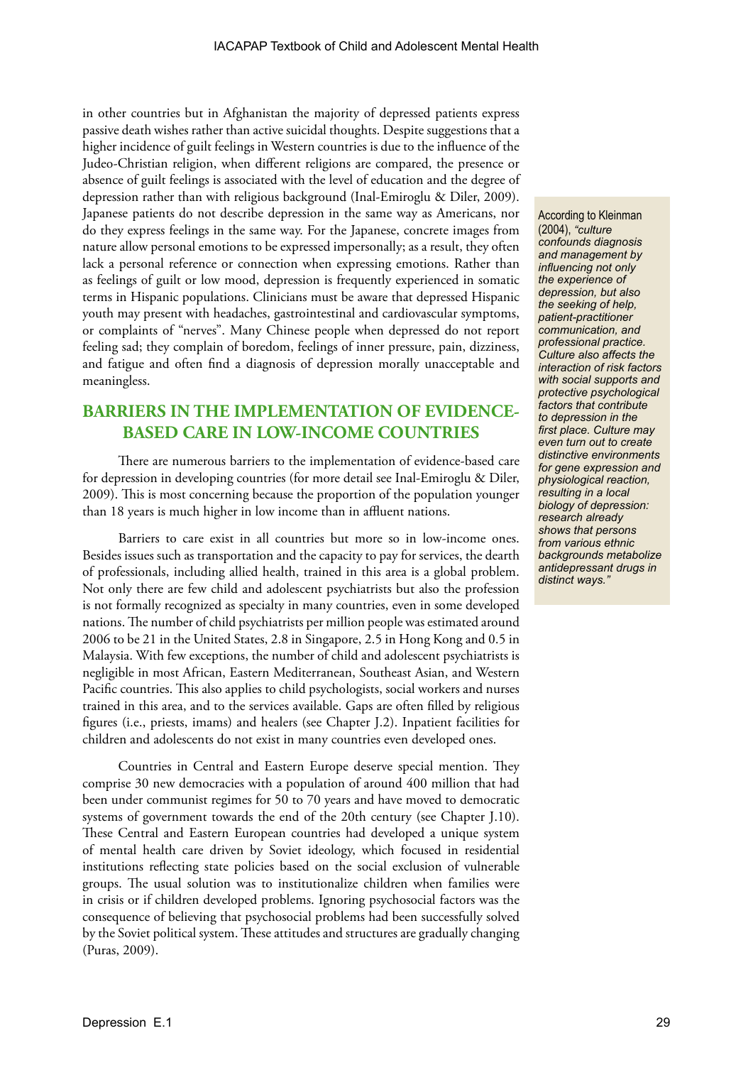in other countries but in Afghanistan the majority of depressed patients express passive death wishes rather than active suicidal thoughts. Despite suggestions that a higher incidence of guilt feelings in Western countries is due to the influence of the Judeo-Christian religion, when different religions are compared, the presence or absence of guilt feelings is associated with the level of education and the degree of depression rather than with religious background (Inal-Emiroglu & Diler, 2009). Japanese patients do not describe depression in the same way as Americans, nor do they express feelings in the same way. For the Japanese, concrete images from nature allow personal emotions to be expressed impersonally; as a result, they often lack a personal reference or connection when expressing emotions. Rather than as feelings of guilt or low mood, depression is frequently experienced in somatic terms in Hispanic populations. Clinicians must be aware that depressed Hispanic youth may present with headaches, gastrointestinal and cardiovascular symptoms, or complaints of "nerves". Many Chinese people when depressed do not report feeling sad; they complain of boredom, feelings of inner pressure, pain, dizziness, and fatigue and often find a diagnosis of depression morally unacceptable and meaningless.

> According to Kleinman (2004), *"culture confounds diagnosis and management by influencing not only the experience of depression, but also the seeking of help, patient-practitioner communication, and professional practice. Culture also affects the interaction of risk factors with social supports and protective psychological factors that contribute to depression in the first place. Culture may even turn out to create distinctive environments for gene expression and physiological reaction, resulting in a local biology of depression: research already shows that persons from various ethnic backgrounds metabolize antidepressant drugs in distinct ways."*

## BARRIERS IN THE IMPLEMENTATION OF EVIDENCE-BASED CARE IN LOW-INCOME COUNTRIES

There are numerous barriers to the implementation of evidence-based care for depression in developing countries (for more detail see Inal-Emiroglu & Diler, 2009). This is most concerning because the proportion of the population younger than 18 years is much higher in low income than in affluent nations.

Barriers to care exist in all countries but more so in low-income ones. Besides issues such as transportation and the capacity to pay for services, the dearth of professionals, including allied health, trained in this area is a global problem. Not only there are few child and adolescent psychiatrists but also the profession is not formally recognized as specialty in many countries, even in some developed nations. The number of child psychiatrists per million people was estimated around 2006 to be 21 in the United States, 2.8 in Singapore, 2.5 in Hong Kong and 0.5 in Malaysia. With few exceptions, the number of child and adolescent psychiatrists is negligible in most African, Eastern Mediterranean, Southeast Asian, and Western Pacific countries. This also applies to child psychologists, social workers and nurses trained in this area, and to the services available. Gaps are often filled by religious figures (i.e., priests, imams) and healers (see Chapter J.2). Inpatient facilities for children and adolescents do not exist in many countries even developed ones.

Countries in Central and Eastern Europe deserve special mention. They comprise 30 new democracies with a population of around 400 million that had been under communist regimes for 50 to 70 years and have moved to democratic systems of government towards the end of the 20th century (see Chapter J.10). These Central and Eastern European countries had developed a unique system of mental health care driven by Soviet ideology, which focused in residential institutions reflecting state policies based on the social exclusion of vulnerable groups. The usual solution was to institutionalize children when families were in crisis or if children developed problems. Ignoring psychosocial factors was the consequence of believing that psychosocial problems had been successfully solved by the Soviet political system. These attitudes and structures are gradually changing (Puras, 2009).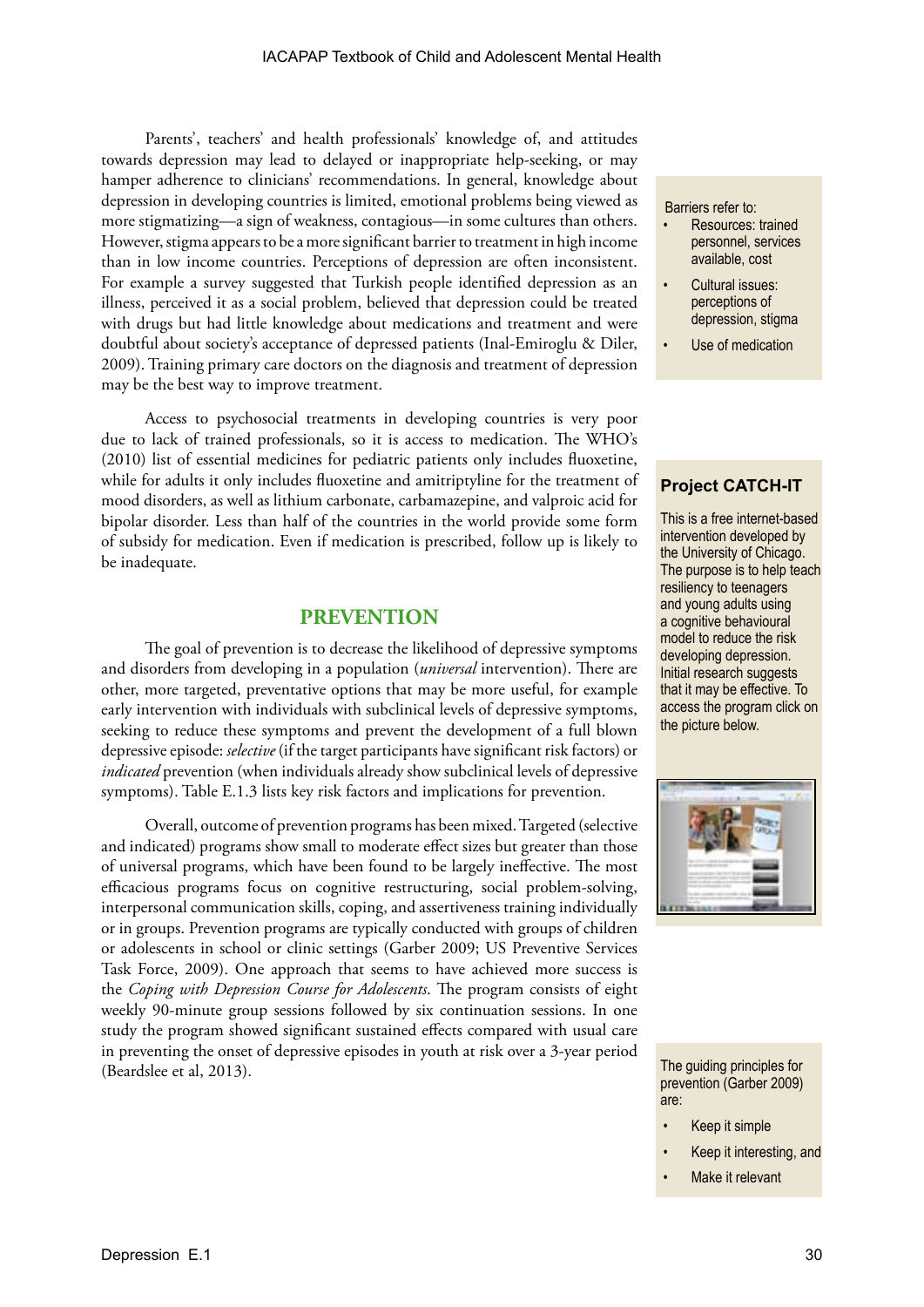Parents', teachers' and health professionals' knowledge of, and attitudes towards depression may lead to delayed or inappropriate help-seeking, or may hamper adherence to clinicians' recommendations. In general, knowledge about depression in developing countries is limited, emotional problems being viewed as more stigmatizing—a sign of weakness, contagious—in some cultures than others. However, stigma appears to be a more significant barrier to treatment in high income than in low income countries. Perceptions of depression are often inconsistent. For example a survey suggested that Turkish people identified depression as an illness, perceived it as a social problem, believed that depression could be treated with drugs but had little knowledge about medications and treatment and were doubtful about society's acceptance of depressed patients (Inal-Emiroglu & Diler, 2009). Training primary care doctors on the diagnosis and treatment of depression may be the best way to improve treatment.

Barriers refer to:

- Resources: trained personnel, services available, cost
- Cultural issues: perceptions of depression, stigma
- Use of medication

Access to psychosocial treatments in developing countries is very poor due to lack of trained professionals, so it is access to medication. The WHO's (2010) list of essential medicines for pediatric patients only includes fluoxetine, while for adults it only includes fluoxetine and amitriptyline for the treatment of mood disorders, as well as lithium carbonate, carbamazepine, and valproic acid for bipolar disorder. Less than half of the countries in the world provide some form of subsidy for medication. Even if medication is prescribed, follow up is likely to be inadequate.

**Project CATCH-IT**

This is a free internet-based intervention developed by the University of Chicago. The purpose is to help teach resiliency to teenagers and young adults using a cognitive behavioural model to reduce the risk developing depression. Initial research suggests that it may be effective. To access the program click on the picture below.

## PREVENTION

The goal of prevention is to decrease the likelihood of depressive symptoms and disorders from developing in a population (*universal* intervention). There are other, more targeted, preventative options that may be more useful, for example early intervention with individuals with subclinical levels of depressive symptoms, seeking to reduce these symptoms and prevent the development of a full blown depressive episode: *selective* (if the target participants have significant risk factors) or *indicated* prevention (when individuals already show subclinical levels of depressive symptoms). Table E.1.3 lists key risk factors and implications for prevention.

Overall, outcome of prevention programs has been mixed. Targeted (selective and indicated) programs show small to moderate effect sizes but greater than those of universal programs, which have been found to be largely ineffective. The most efficacious programs focus on cognitive restructuring, social problem-solving, interpersonal communication skills, coping, and assertiveness training individually or in groups. Prevention programs are typically conducted with groups of children or adolescents in school or clinic settings (Garber 2009; US Preventive Services Task Force, 2009). One approach that seems to have achieved more success is the *Coping with Depression Course for Adolescents*. The program consists of eight weekly 90-minute group sessions followed by six continuation sessions. In one study the program showed significant sustained effects compared with usual care in preventing the onset of depressive episodes in youth at risk over a 3-year period (Beardslee et al, 2013).

The guiding principles for prevention (Garber 2009) are:

- Keep it simple
- Keep it interesting, and
- Make it relevant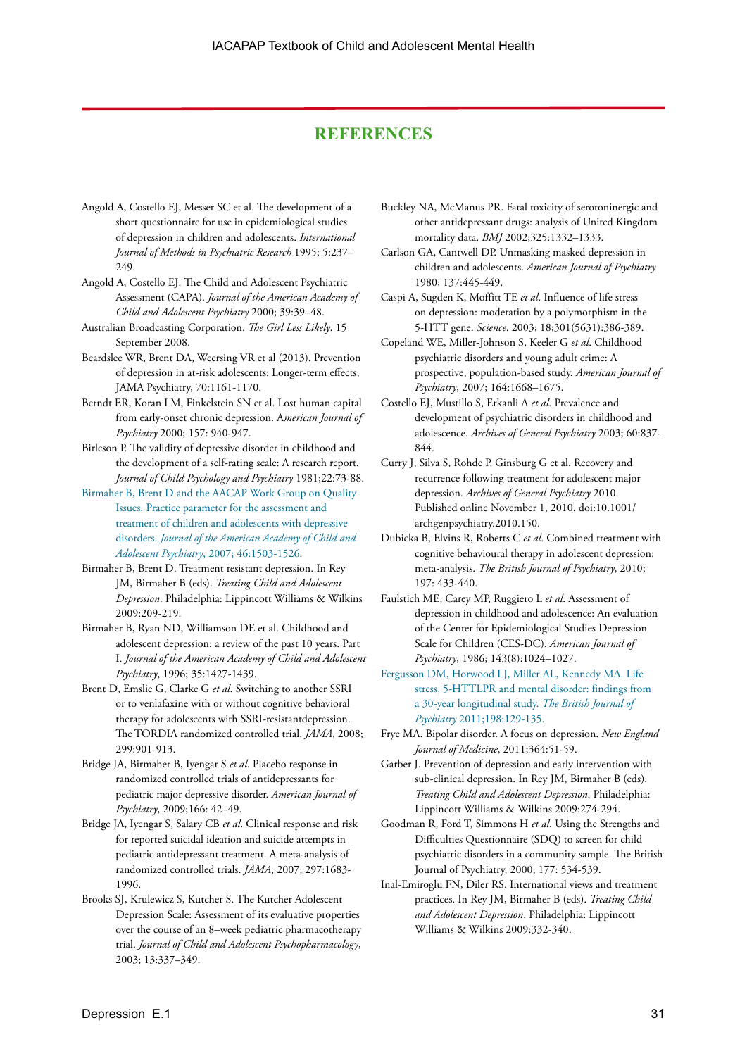## REFERENCES

Angold A, Costello EJ, Messer SC et al. The development of a short questionnaire for use in epidemiological studies of depression in children and adolescents. *International Journal of Methods in Psychiatric Research* 1995; 5:237–249.

Angold A, Costello EJ. The Child and Adolescent Psychiatric Assessment (CAPA). *Journal of the American Academy of Child and Adolescent Psychiatry* 2000; 39:39–48.

Australian Broadcasting Corporation. *The Girl Less Likely.* 15 September 2008.

Beardslee WR, Brent DA, Weersing VR et al (2013). Prevention of depression in at-risk adolescents: Longer-term effects, JAMA Psychiatry, 70:1161-1170.

Berndt ER, Koran LM, Finkelstein SN et al. Lost human capital from early-onset chronic depression. A*merican Journal of Psychiatry* 2000; 157: 940-947.

Birleson P. The validity of depressive disorder in childhood and the development of a self-rating scale: A research report. *Journal of Child Psychology and Psychiatry* 1981;22:73-88.

Birmaher B, Brent D and the AACAP Work Group on Quality Issues. Practice parameter for the assessment and treatment of children and adolescents with depressive disorders. *Journal of the American Academy of Child and Adolescent Psychiatry*, 2007; 46:1503-1526.

Birmaher B, Brent D. Treatment resistant depression. In Rey JM, Birmaher B (eds). *Treating Child and Adolescent Depression*. Philadelphia: Lippincott Williams & Wilkins 2009:209-219.

Birmaher B, Ryan ND, Williamson DE et al. Childhood and adolescent depression: a review of the past 10 years. Part I. *Journal of the American Academy of Child and Adolescent Psychiatry*, 1996; 35:1427-1439.

Brent D, Emslie G, Clarke G *et al*. Switching to another SSRI or to venlafaxine with or without cognitive behavioral therapy for adolescents with SSRI-resistantdepression. The TORDIA randomized controlled trial. *JAMA*, 2008; 299:901-913.

Bridge JA, Birmaher B, Iyengar S *et al*. Placebo response in randomized controlled trials of antidepressants for pediatric major depressive disorder. *American Journal of Psychiatry*, 2009;166: 42–49.

Bridge JA, Iyengar S, Salary CB *et al*. Clinical response and risk for reported suicidal ideation and suicide attempts in pediatric antidepressant treatment. A meta-analysis of randomized controlled trials. *JAMA*, 2007; 297:1683-1996.

Brooks SJ, Krulewicz S, Kutcher S. The Kutcher Adolescent Depression Scale: Assessment of its evaluative properties over the course of an 8–week pediatric pharmacotherapy trial. *Journal of Child and Adolescent Psychopharmacology*, 2003; 13:337–349.

Buckley NA, McManus PR. Fatal toxicity of serotoninergic and other antidepressant drugs: analysis of United Kingdom mortality data. *BMJ* 2002;325:1332–1333.

Carlson GA, Cantwell DP. Unmasking masked depression in children and adolescents. *American Journal of Psychiatry* 1980; 137:445-449.

Caspi A, Sugden K, Moffitt TE *et al*. Influence of life stress on depression: moderation by a polymorphism in the 5-HTT gene. *Science*. 2003; 18;301(5631):386-389.

Copeland WE, Miller-Johnson S, Keeler G *et al*. Childhood psychiatric disorders and young adult crime: A prospective, population-based study. *American Journal of Psychiatry*, 2007; 164:1668–1675.

Costello EJ, Mustillo S, Erkanli A *et al*. Prevalence and development of psychiatric disorders in childhood and adolescence. *Archives of General Psychiatry* 2003; 60:837-844.

Curry J, Silva S, Rohde P, Ginsburg G et al. Recovery and recurrence following treatment for adolescent major depression. *Archives of General Psychiatry* 2010. Published online November 1, 2010. doi:10.1001/archgenpsychiatry.2010.150.

Dubicka B, Elvins R, Roberts C *et al*. Combined treatment with cognitive behavioural therapy in adolescent depression: meta-analysis. *The British Journal of Psychiatry*, 2010; 197: 433-440.

Faulstich ME, Carey MP, Ruggiero L *et al*. Assessment of depression in childhood and adolescence: An evaluation of the Center for Epidemiological Studies Depression Scale for Children (CES-DC). *American Journal of Psychiatry*, 1986; 143(8):1024–1027.

Fergusson DM, Horwood LJ, Miller AL, Kennedy MA. Life stress, 5-HTTLPR and mental disorder: findings from a 30-year longitudinal study. *The British Journal of Psychiatry* 2011;198:129-135.

Frye MA. Bipolar disorder. A focus on depression. *New England Journal of Medicine*, 2011;364:51-59.

Garber J. Prevention of depression and early intervention with sub-clinical depression. In Rey JM, Birmaher B (eds). *Treating Child and Adolescent Depression*. Philadelphia: Lippincott Williams & Wilkins 2009:274-294.

Goodman R, Ford T, Simmons H *et al*. Using the Strengths and Difficulties Questionnaire (SDQ) to screen for child psychiatric disorders in a community sample. The British Journal of Psychiatry, 2000; 177: 534-539.

Inal-Emiroglu FN, Diler RS. International views and treatment practices. In Rey JM, Birmaher B (eds). *Treating Child and Adolescent Depression*. Philadelphia: Lippincott Williams & Wilkins 2009:332-340.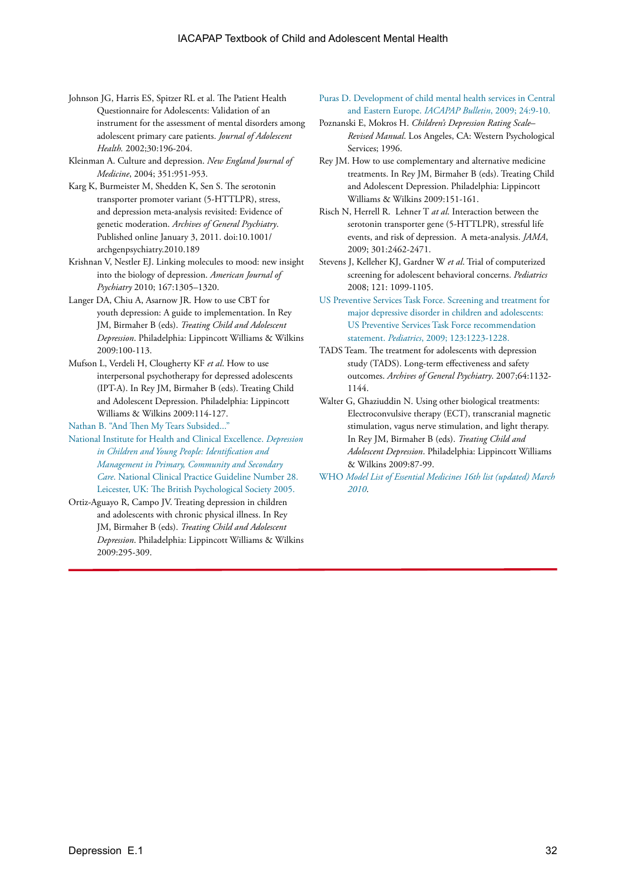Johnson JG, Harris ES, Spitzer RL et al. The Patient Health Questionnaire for Adolescents: Validation of an instrument for the assessment of mental disorders among adolescent primary care patients. *Journal of Adolescent Health.* 2002;30:196-204.

Kleinman A. Culture and depression. *New England Journal of Medicine*, 2004; 351:951-953.

Karg K, Burmeister M, Shedden K, Sen S. The serotonin transporter promoter variant (5-HTTLPR), stress, and depression meta-analysis revisited: Evidence of genetic moderation. *Archives of General Psychiatry*. Published online January 3, 2011. doi:10.1001/archgenpsychiatry.2010.189

Krishnan V, Nestler EJ. Linking molecules to mood: new insight into the biology of depression. *American Journal of Psychiatry* 2010; 167:1305–1320.

Langer DA, Chiu A, Asarnow JR. How to use CBT for youth depression: A guide to implementation. In Rey JM, Birmaher B (eds). *Treating Child and Adolescent Depression*. Philadelphia: Lippincott Williams & Wilkins 2009:100-113.

Mufson L, Verdeli H, Clougherty KF *et al*. How to use interpersonal psychotherapy for depressed adolescents (IPT-A). In Rey JM, Birmaher B (eds). Treating Child and Adolescent Depression. Philadelphia: Lippincott Williams & Wilkins 2009:114-127.

Nathan B. "And Then My Tears Subsided..."

National Institute for Health and Clinical Excellence. *Depression in Children and Young People: Identification and Management in Primary, Community and Secondary Care*. National Clinical Practice Guideline Number 28. Leicester, UK: The British Psychological Society 2005.

Ortiz-Aguayo R, Campo JV. Treating depression in children and adolescents with chronic physical illness. In Rey JM, Birmaher B (eds). *Treating Child and Adolescent Depression*. Philadelphia: Lippincott Williams & Wilkins 2009:295-309.

Puras D. Development of child mental health services in Central and Eastern Europe. *IACAPAP Bulletin*, 2009; 24:9-10.

Poznanski E, Mokros H. *Children's Depression Rating Scale–Revised Manual*. Los Angeles, CA: Western Psychological Services; 1996.

Rey JM. How to use complementary and alternative medicine treatments. In Rey JM, Birmaher B (eds). Treating Child and Adolescent Depression. Philadelphia: Lippincott Williams & Wilkins 2009:151-161.

Risch N, Herrell R. Lehner T *at al*. Interaction between the serotonin transporter gene (5-HTTLPR), stressful life events, and risk of depression. A meta-analysis. *JAMA*, 2009; 301:2462-2471.

Stevens J, Kelleher KJ, Gardner W *et al*. Trial of computerized screening for adolescent behavioral concerns. *Pediatrics* 2008; 121: 1099-1105.

US Preventive Services Task Force. Screening and treatment for major depressive disorder in children and adolescents: US Preventive Services Task Force recommendation statement. *Pediatrics*, 2009; 123:1223-1228.

TADS Team. The treatment for adolescents with depression study (TADS). Long-term effectiveness and safety outcomes. *Archives of General Psychiatry*. 2007;64:1132-1144.

Walter G, Ghaziuddin N. Using other biological treatments: Electroconvulsive therapy (ECT), transcranial magnetic stimulation, vagus nerve stimulation, and light therapy. In Rey JM, Birmaher B (eds). *Treating Child and Adolescent Depression*. Philadelphia: Lippincott Williams & Wilkins 2009:87-99.

WHO *Model List of Essential Medicines 16th list (updated) March 2010*.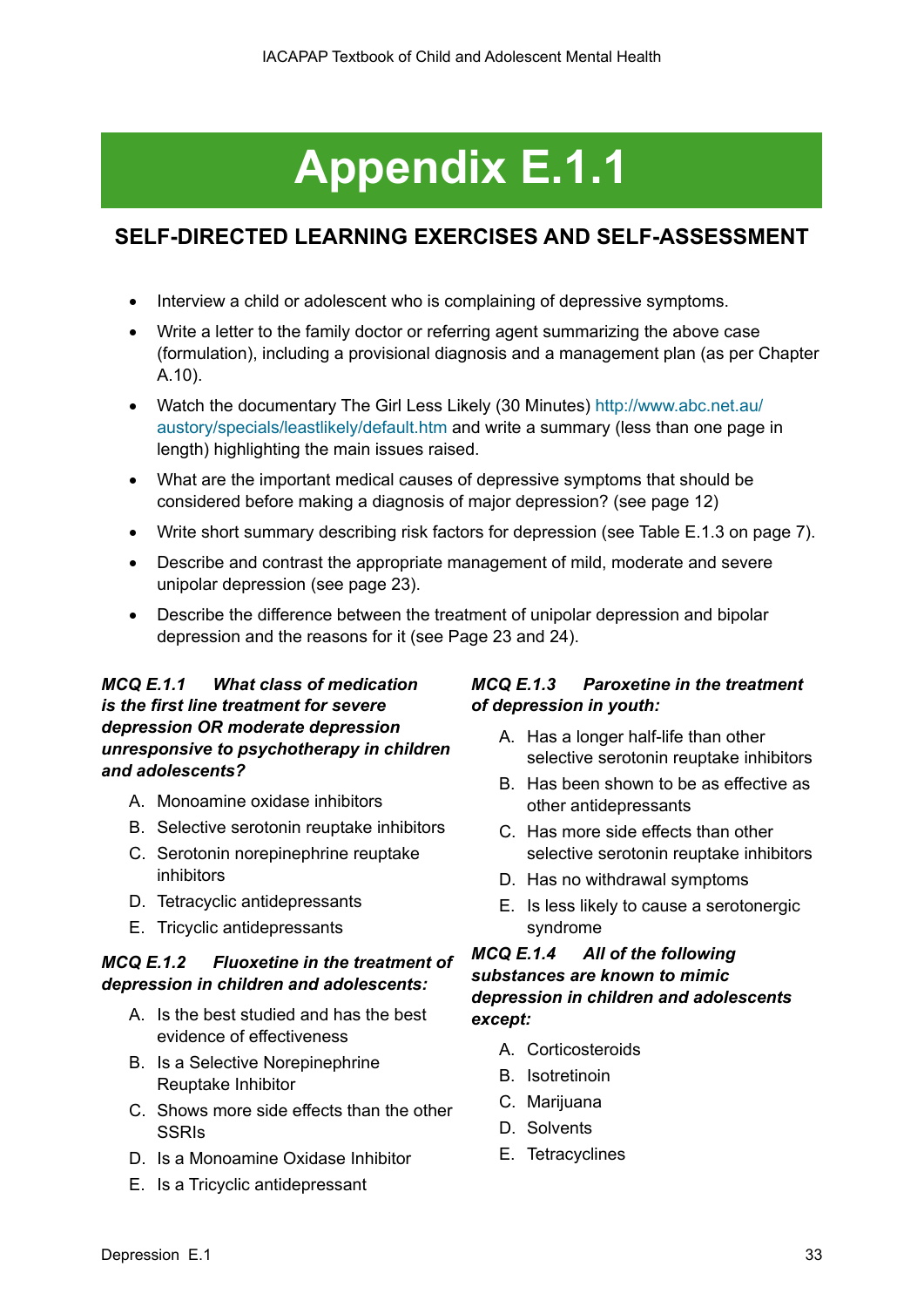# Appendix E.1.1

## SELF-DIRECTED LEARNING EXERCISES AND SELF-ASSESSMENT

- Interview a child or adolescent who is complaining of depressive symptoms.
- Write a letter to the family doctor or referring agent summarizing the above case (formulation), including a provisional diagnosis and a management plan (as per Chapter A.10).
- Watch the documentary The Girl Less Likely (30 Minutes) http://www.abc.net.au/austory/specials/leastlikely/default.htm and write a summary (less than one page in length) highlighting the main issues raised.
- What are the important medical causes of depressive symptoms that should be considered before making a diagnosis of major depression? (see page 12)
- Write short summary describing risk factors for depression (see Table E.1.3 on page 7).
- Describe and contrast the appropriate management of mild, moderate and severe unipolar depression (see page 23).
- Describe the difference between the treatment of unipolar depression and bipolar depression and the reasons for it (see Page 23 and 24).

***MCQ E.1.1 What class of medication is the first line treatment for severe depression OR moderate depression unresponsive to psychotherapy in children and adolescents?***

A. Monoamine oxidase inhibitors
B. Selective serotonin reuptake inhibitors
C. Serotonin norepinephrine reuptake inhibitors
D. Tetracyclic antidepressants
E. Tricyclic antidepressants

***MCQ E.1.2 Fluoxetine in the treatment of depression in children and adolescents:***

A. Is the best studied and has the best evidence of effectiveness
B. Is a Selective Norepinephrine Reuptake Inhibitor
C. Shows more side effects than the other SSRIs
D. Is a Monoamine Oxidase Inhibitor
E. Is a Tricyclic antidepressant

***MCQ E.1.3 Paroxetine in the treatment of depression in youth:***

A. Has a longer half-life than other selective serotonin reuptake inhibitors
B. Has been shown to be as effective as other antidepressants
C. Has more side effects than other selective serotonin reuptake inhibitors
D. Has no withdrawal symptoms
E. Is less likely to cause a serotonergic syndrome

***MCQ E.1.4 All of the following substances are known to mimic depression in children and adolescents except:***

A. Corticosteroids
B. Isotretinoin
C. Marijuana
D. Solvents
E. Tetracyclines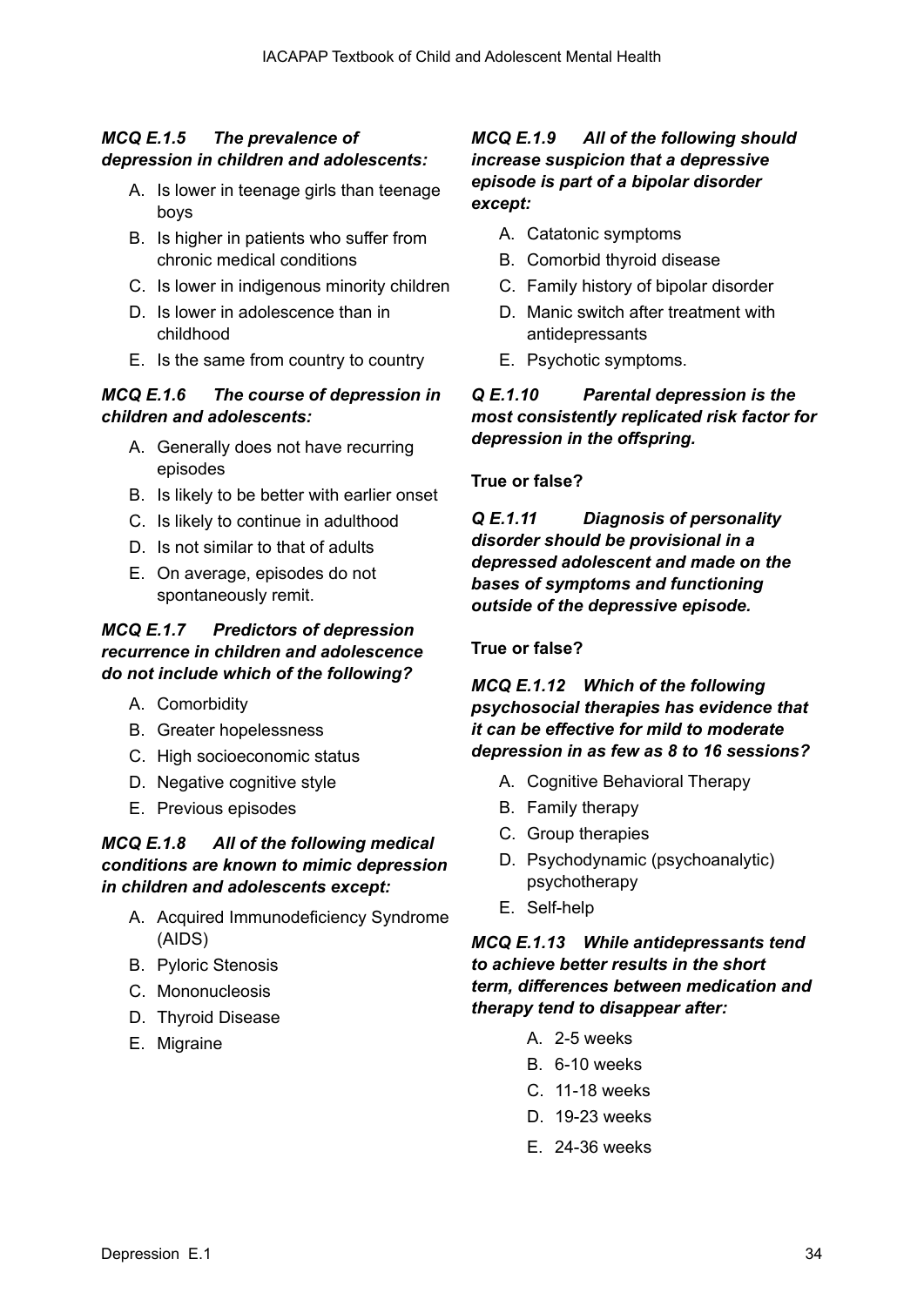***MCQ E.1.5 The prevalence of depression in children and adolescents:***

A. Is lower in teenage girls than teenage boys
B. Is higher in patients who suffer from chronic medical conditions
C. Is lower in indigenous minority children
D. Is lower in adolescence than in childhood
E. Is the same from country to country

***MCQ E.1.6 The course of depression in children and adolescents:***

A. Generally does not have recurring episodes
B. Is likely to be better with earlier onset
C. Is likely to continue in adulthood
D. Is not similar to that of adults
E. On average, episodes do not spontaneously remit.

***MCQ E.1.7 Predictors of depression recurrence in children and adolescence do not include which of the following?***

A. Comorbidity
B. Greater hopelessness
C. High socioeconomic status
D. Negative cognitive style
E. Previous episodes

***MCQ E.1.8 All of the following medical conditions are known to mimic depression in children and adolescents except:***

A. Acquired Immunodeficiency Syndrome (AIDS)
B. Pyloric Stenosis
C. Mononucleosis
D. Thyroid Disease
E. Migraine

***MCQ E.1.9 All of the following should increase suspicion that a depressive episode is part of a bipolar disorder except:***

A. Catatonic symptoms
B. Comorbid thyroid disease
C. Family history of bipolar disorder
D. Manic switch after treatment with antidepressants
E. Psychotic symptoms.

***Q E.1.10 Parental depression is the most consistently replicated risk factor for depression in the offspring.***

**True or false?**

***Q E.1.11 Diagnosis of personality disorder should be provisional in a depressed adolescent and made on the bases of symptoms and functioning outside of the depressive episode.***

**True or false?**

***MCQ E.1.12 Which of the following psychosocial therapies has evidence that it can be effective for mild to moderate depression in as few as 8 to 16 sessions?***

A. Cognitive Behavioral Therapy
B. Family therapy
C. Group therapies
D. Psychodynamic (psychoanalytic) psychotherapy
E. Self-help

***MCQ E.1.13 While antidepressants tend to achieve better results in the short term, differences between medication and therapy tend to disappear after:***

A. 2-5 weeks
B. 6-10 weeks
C. 11-18 weeks
D. 19-23 weeks
E. 24-36 weeks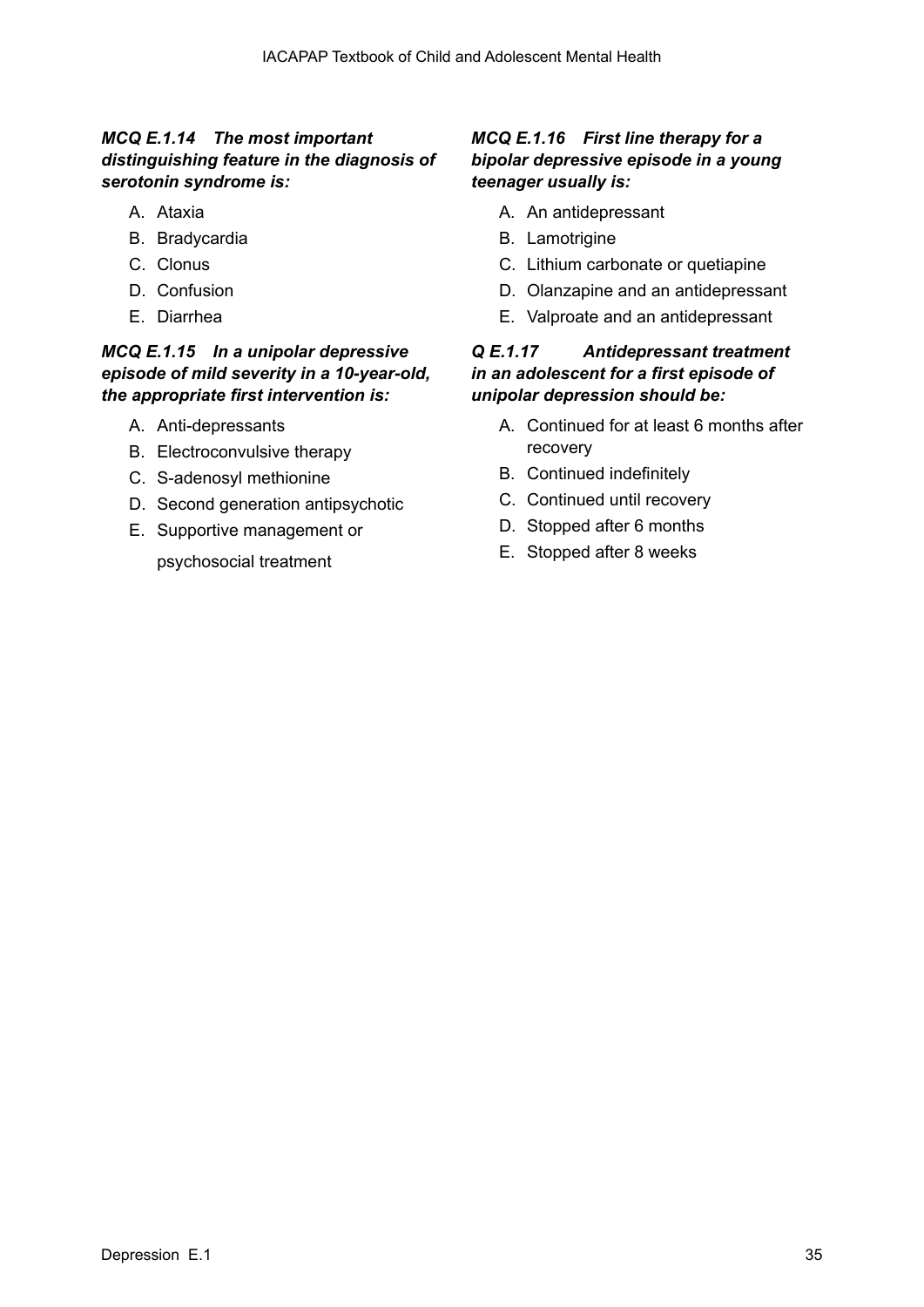***MCQ E.1.14 The most important distinguishing feature in the diagnosis of serotonin syndrome is:***

A. Ataxia
B. Bradycardia
C. Clonus
D. Confusion
E. Diarrhea

***MCQ E.1.15 In a unipolar depressive episode of mild severity in a 10-year-old, the appropriate first intervention is:***

A. Anti-depressants
B. Electroconvulsive therapy
C. S-adenosyl methionine
D. Second generation antipsychotic
E. Supportive management or psychosocial treatment

***MCQ E.1.16 First line therapy for a bipolar depressive episode in a young teenager usually is:***

A. An antidepressant
B. Lamotrigine
C. Lithium carbonate or quetiapine
D. Olanzapine and an antidepressant
E. Valproate and an antidepressant

***Q E.1.17 Antidepressant treatment in an adolescent for a first episode of unipolar depression should be:***

A. Continued for at least 6 months after recovery
B. Continued indefinitely
C. Continued until recovery
D. Stopped after 6 months
E. Stopped after 8 weeks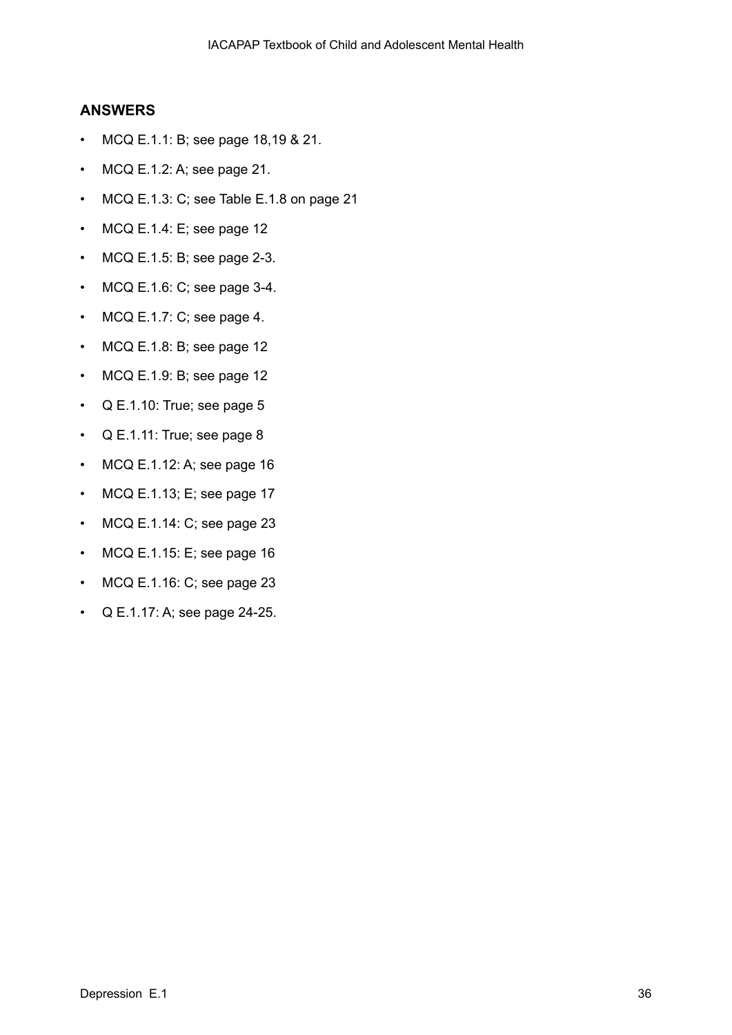## ANSWERS

- MCQ E.1.1: B; see page 18,19 & 21.
- MCQ E.1.2: A; see page 21.
- MCQ E.1.3: C; see Table E.1.8 on page 21
- MCQ E.1.4: E; see page 12
- MCQ E.1.5: B; see page 2-3.
- MCQ E.1.6: C; see page 3-4.
- MCQ E.1.7: C; see page 4.
- MCQ E.1.8: B; see page 12
- MCQ E.1.9: B; see page 12
- Q E.1.10: True; see page 5
- Q E.1.11: True; see page 8
- MCQ E.1.12: A; see page 16
- MCQ E.1.13; E; see page 17
- MCQ E.1.14: C; see page 23
- MCQ E.1.15: E; see page 16
- MCQ E.1.16: C; see page 23
- Q E.1.17: A; see page 24-25.